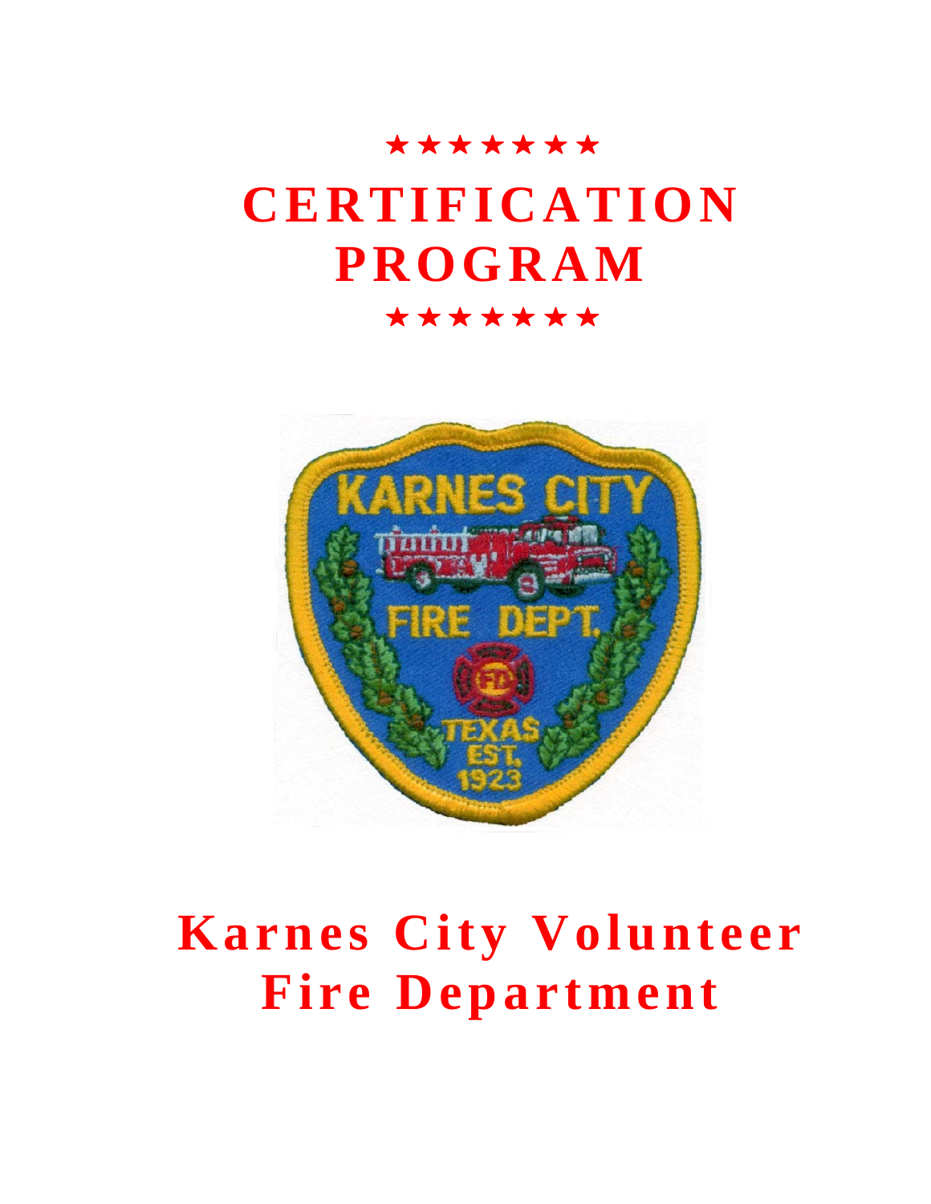★★★★★★★

# CERTIFICATION PROGRAM

★★★★★★★

# Karnes City Volunteer Fire Department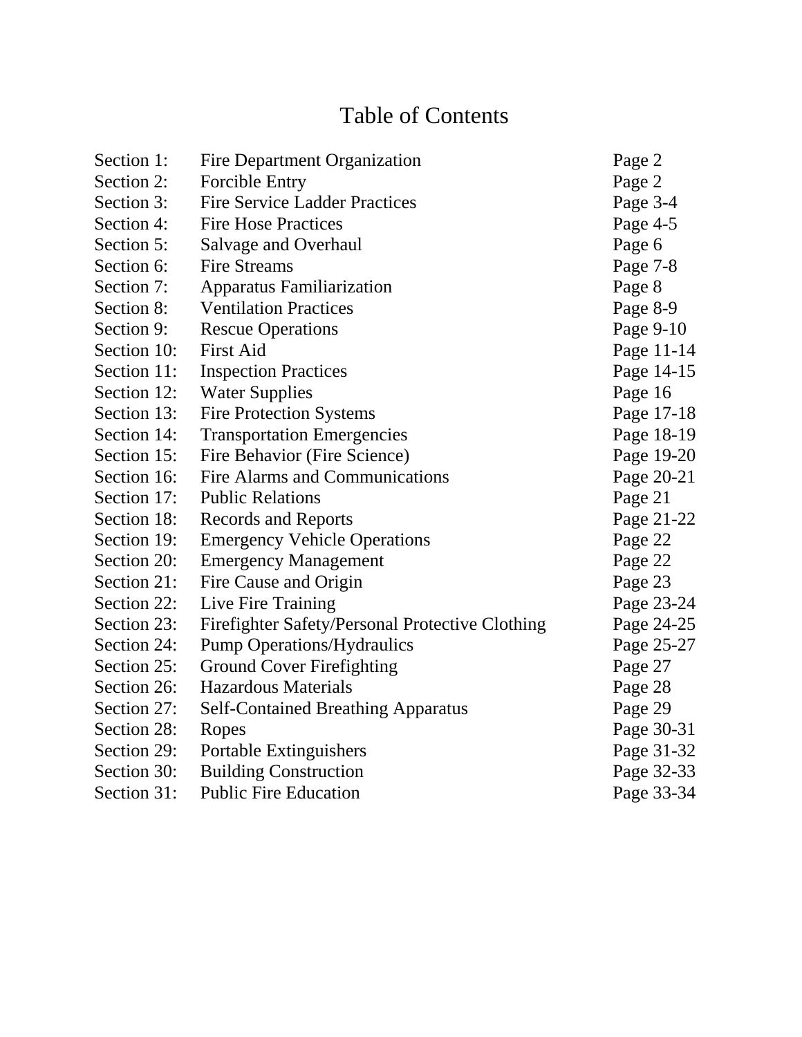# Table of Contents

| | | |
|---|---|---|
| Section 1: | Fire Department Organization | Page 2 |
| Section 2: | Forcible Entry | Page 2 |
| Section 3: | Fire Service Ladder Practices | Page 3-4 |
| Section 4: | Fire Hose Practices | Page 4-5 |
| Section 5: | Salvage and Overhaul | Page 6 |
| Section 6: | Fire Streams | Page 7-8 |
| Section 7: | Apparatus Familiarization | Page 8 |
| Section 8: | Ventilation Practices | Page 8-9 |
| Section 9: | Rescue Operations | Page 9-10 |
| Section 10: | First Aid | Page 11-14 |
| Section 11: | Inspection Practices | Page 14-15 |
| Section 12: | Water Supplies | Page 16 |
| Section 13: | Fire Protection Systems | Page 17-18 |
| Section 14: | Transportation Emergencies | Page 18-19 |
| Section 15: | Fire Behavior (Fire Science) | Page 19-20 |
| Section 16: | Fire Alarms and Communications | Page 20-21 |
| Section 17: | Public Relations | Page 21 |
| Section 18: | Records and Reports | Page 21-22 |
| Section 19: | Emergency Vehicle Operations | Page 22 |
| Section 20: | Emergency Management | Page 22 |
| Section 21: | Fire Cause and Origin | Page 23 |
| Section 22: | Live Fire Training | Page 23-24 |
| Section 23: | Firefighter Safety/Personal Protective Clothing | Page 24-25 |
| Section 24: | Pump Operations/Hydraulics | Page 25-27 |
| Section 25: | Ground Cover Firefighting | Page 27 |
| Section 26: | Hazardous Materials | Page 28 |
| Section 27: | Self-Contained Breathing Apparatus | Page 29 |
| Section 28: | Ropes | Page 30-31 |
| Section 29: | Portable Extinguishers | Page 31-32 |
| Section 30: | Building Construction | Page 32-33 |
| Section 31: | Public Fire Education | Page 33-34 |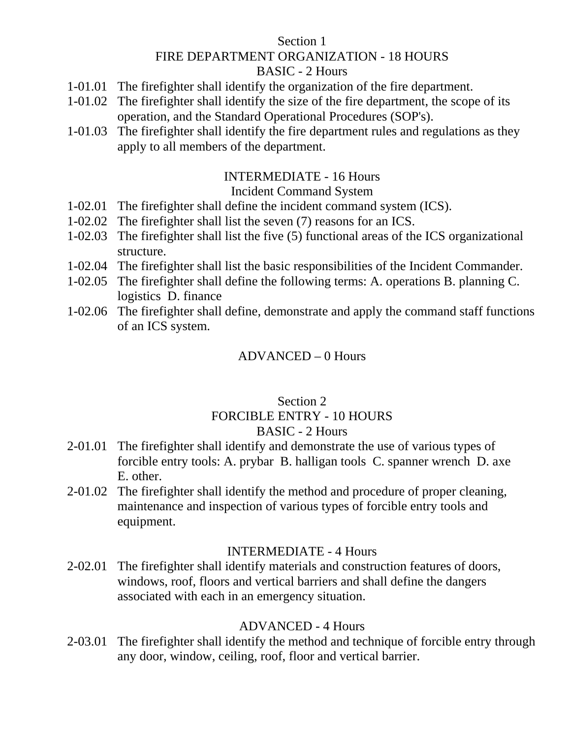## Section 1
## FIRE DEPARTMENT ORGANIZATION - 18 HOURS

### BASIC - 2 Hours

1-01.01 The firefighter shall identify the organization of the fire department.

1-01.02 The firefighter shall identify the size of the fire department, the scope of its operation, and the Standard Operational Procedures (SOP's).

1-01.03 The firefighter shall identify the fire department rules and regulations as they apply to all members of the department.

### INTERMEDIATE - 16 Hours
#### Incident Command System

1-02.01 The firefighter shall define the incident command system (ICS).

1-02.02 The firefighter shall list the seven (7) reasons for an ICS.

1-02.03 The firefighter shall list the five (5) functional areas of the ICS organizational structure.

1-02.04 The firefighter shall list the basic responsibilities of the Incident Commander.

1-02.05 The firefighter shall define the following terms: A. operations B. planning C. logistics D. finance

1-02.06 The firefighter shall define, demonstrate and apply the command staff functions of an ICS system.

### ADVANCED – 0 Hours

## Section 2
## FORCIBLE ENTRY - 10 HOURS

### BASIC - 2 Hours

2-01.01 The firefighter shall identify and demonstrate the use of various types of forcible entry tools: A. prybar B. halligan tools C. spanner wrench D. axe E. other.

2-01.02 The firefighter shall identify the method and procedure of proper cleaning, maintenance and inspection of various types of forcible entry tools and equipment.

### INTERMEDIATE - 4 Hours

2-02.01 The firefighter shall identify materials and construction features of doors, windows, roof, floors and vertical barriers and shall define the dangers associated with each in an emergency situation.

### ADVANCED - 4 Hours

2-03.01 The firefighter shall identify the method and technique of forcible entry through any door, window, ceiling, roof, floor and vertical barrier.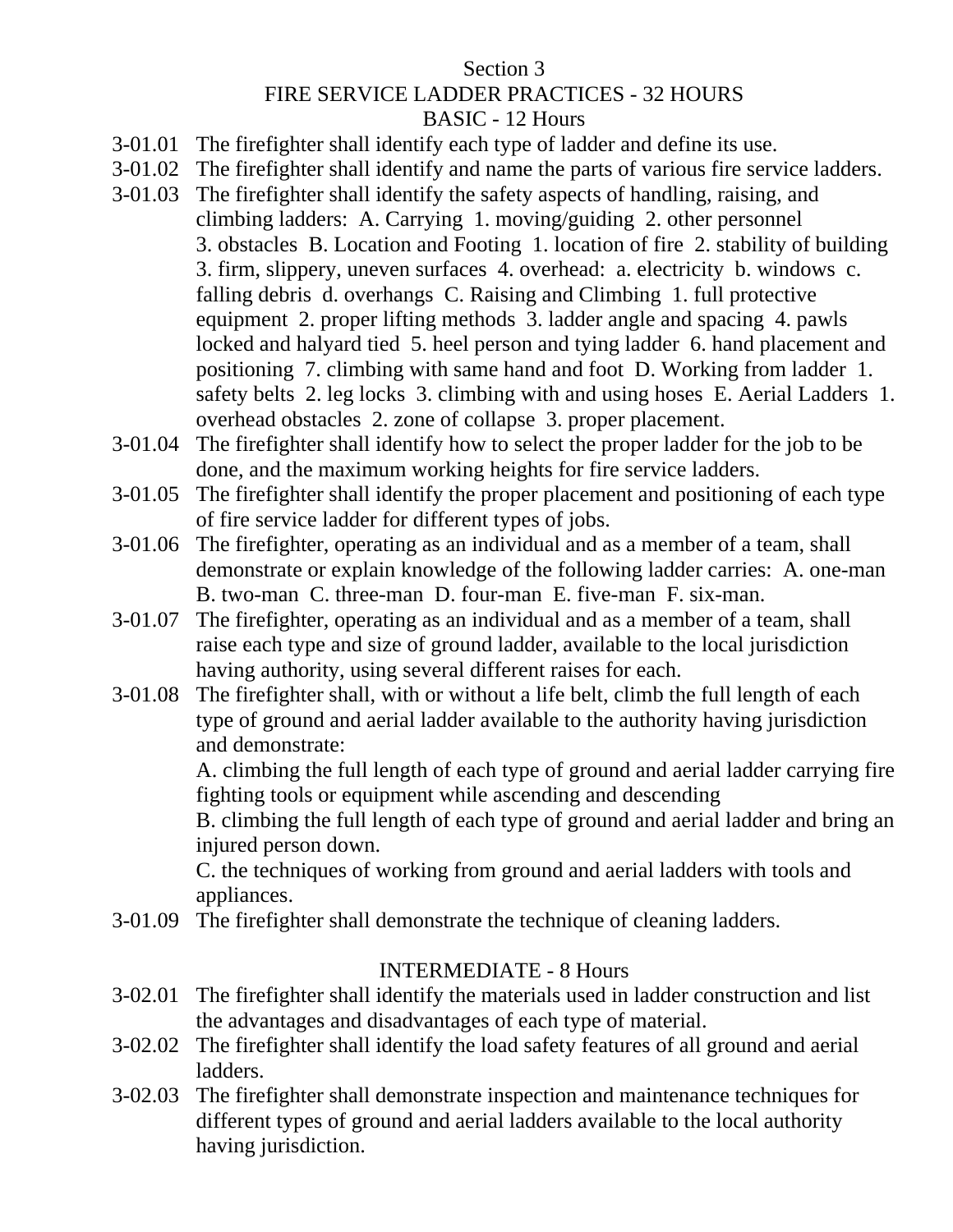# Section 3
## FIRE SERVICE LADDER PRACTICES - 32 HOURS
### BASIC - 12 Hours

3-01.01 The firefighter shall identify each type of ladder and define its use.

3-01.02 The firefighter shall identify and name the parts of various fire service ladders.

3-01.03 The firefighter shall identify the safety aspects of handling, raising, and climbing ladders: A. Carrying 1. moving/guiding 2. other personnel 3. obstacles B. Location and Footing 1. location of fire 2. stability of building 3. firm, slippery, uneven surfaces 4. overhead: a. electricity b. windows c. falling debris d. overhangs C. Raising and Climbing 1. full protective equipment 2. proper lifting methods 3. ladder angle and spacing 4. pawls locked and halyard tied 5. heel person and tying ladder 6. hand placement and positioning 7. climbing with same hand and foot D. Working from ladder 1. safety belts 2. leg locks 3. climbing with and using hoses E. Aerial Ladders 1. overhead obstacles 2. zone of collapse 3. proper placement.

3-01.04 The firefighter shall identify how to select the proper ladder for the job to be done, and the maximum working heights for fire service ladders.

3-01.05 The firefighter shall identify the proper placement and positioning of each type of fire service ladder for different types of jobs.

3-01.06 The firefighter, operating as an individual and as a member of a team, shall demonstrate or explain knowledge of the following ladder carries: A. one-man B. two-man C. three-man D. four-man E. five-man F. six-man.

3-01.07 The firefighter, operating as an individual and as a member of a team, shall raise each type and size of ground ladder, available to the local jurisdiction having authority, using several different raises for each.

3-01.08 The firefighter shall, with or without a life belt, climb the full length of each type of ground and aerial ladder available to the authority having jurisdiction and demonstrate:

A. climbing the full length of each type of ground and aerial ladder carrying fire fighting tools or equipment while ascending and descending

B. climbing the full length of each type of ground and aerial ladder and bring an injured person down.

C. the techniques of working from ground and aerial ladders with tools and appliances.

3-01.09 The firefighter shall demonstrate the technique of cleaning ladders.

### INTERMEDIATE - 8 Hours

3-02.01 The firefighter shall identify the materials used in ladder construction and list the advantages and disadvantages of each type of material.

3-02.02 The firefighter shall identify the load safety features of all ground and aerial ladders.

3-02.03 The firefighter shall demonstrate inspection and maintenance techniques for different types of ground and aerial ladders available to the local authority having jurisdiction.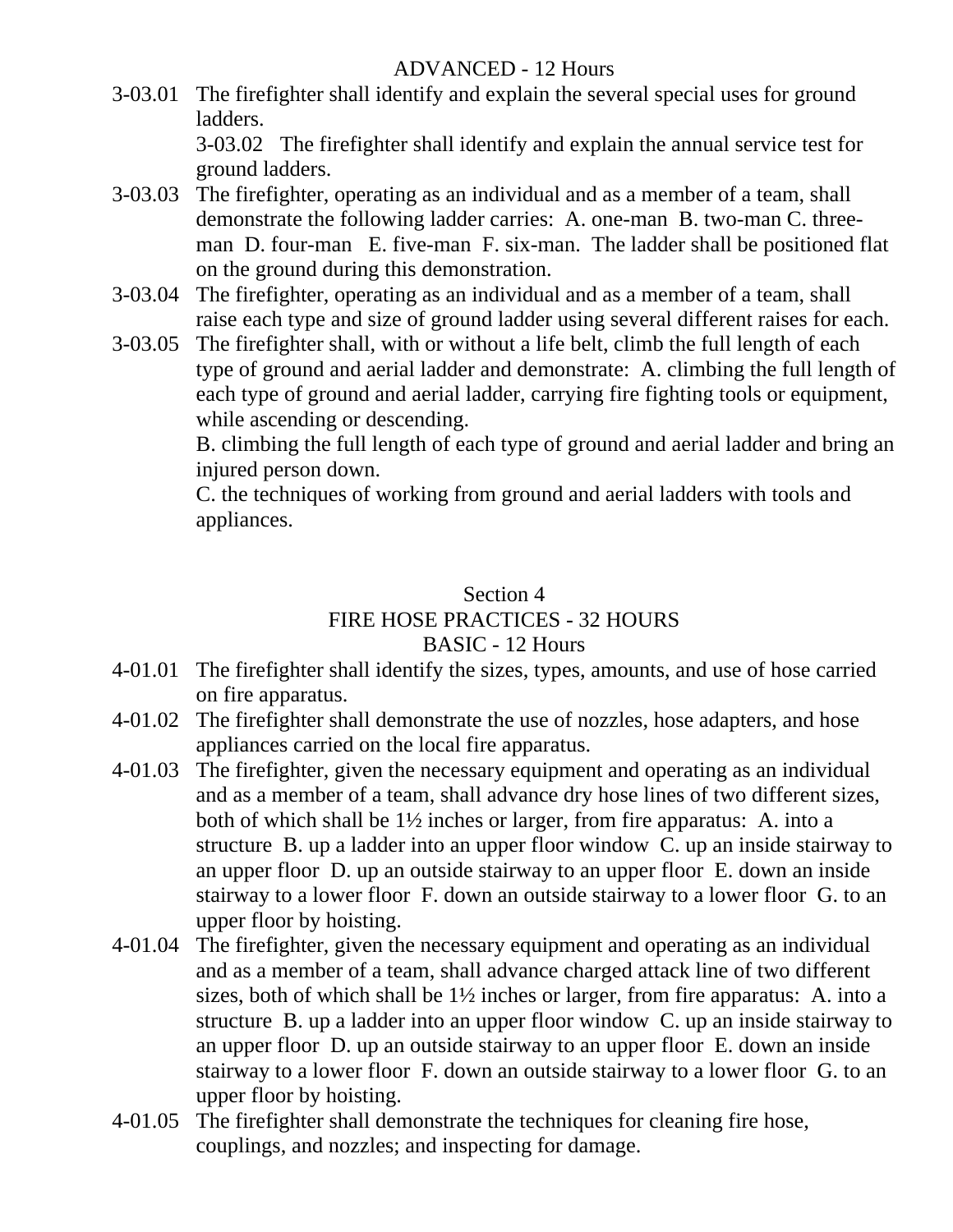ADVANCED - 12 Hours

3-03.01 The firefighter shall identify and explain the several special uses for ground ladders.

3-03.02 The firefighter shall identify and explain the annual service test for ground ladders.

3-03.03 The firefighter, operating as an individual and as a member of a team, shall demonstrate the following ladder carries: A. one-man B. two-man C. three-man D. four-man E. five-man F. six-man. The ladder shall be positioned flat on the ground during this demonstration.

3-03.04 The firefighter, operating as an individual and as a member of a team, shall raise each type and size of ground ladder using several different raises for each.

3-03.05 The firefighter shall, with or without a life belt, climb the full length of each type of ground and aerial ladder and demonstrate: A. climbing the full length of each type of ground and aerial ladder, carrying fire fighting tools or equipment, while ascending or descending.
B. climbing the full length of each type of ground and aerial ladder and bring an injured person down.
C. the techniques of working from ground and aerial ladders with tools and appliances.

## Section 4
## FIRE HOSE PRACTICES - 32 HOURS
### BASIC - 12 Hours

4-01.01 The firefighter shall identify the sizes, types, amounts, and use of hose carried on fire apparatus.

4-01.02 The firefighter shall demonstrate the use of nozzles, hose adapters, and hose appliances carried on the local fire apparatus.

4-01.03 The firefighter, given the necessary equipment and operating as an individual and as a member of a team, shall advance dry hose lines of two different sizes, both of which shall be 1½ inches or larger, from fire apparatus: A. into a structure B. up a ladder into an upper floor window C. up an inside stairway to an upper floor D. up an outside stairway to an upper floor E. down an inside stairway to a lower floor F. down an outside stairway to a lower floor G. to an upper floor by hoisting.

4-01.04 The firefighter, given the necessary equipment and operating as an individual and as a member of a team, shall advance charged attack line of two different sizes, both of which shall be 1½ inches or larger, from fire apparatus: A. into a structure B. up a ladder into an upper floor window C. up an inside stairway to an upper floor D. up an outside stairway to an upper floor E. down an inside stairway to a lower floor F. down an outside stairway to a lower floor G. to an upper floor by hoisting.

4-01.05 The firefighter shall demonstrate the techniques for cleaning fire hose, couplings, and nozzles; and inspecting for damage.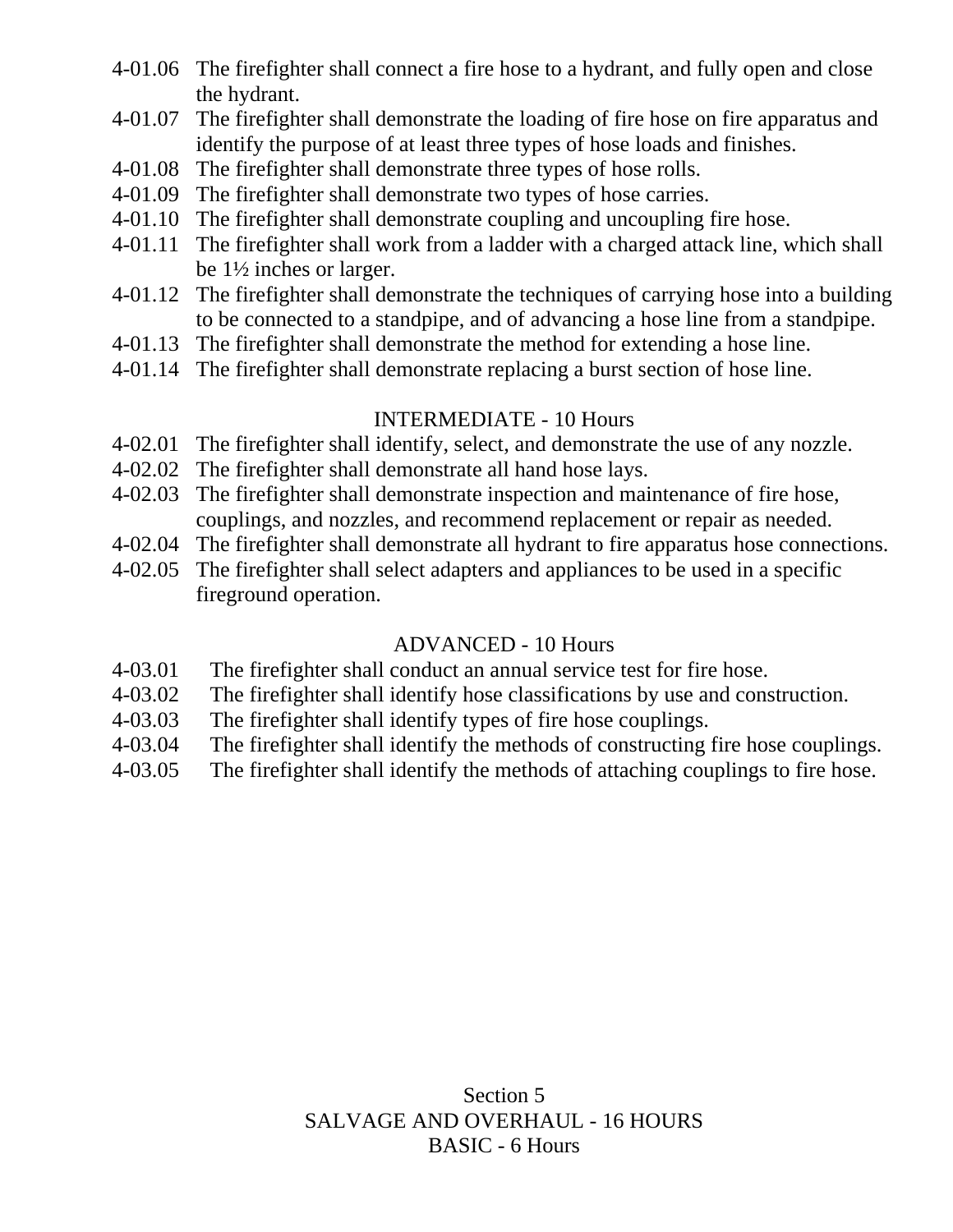4-01.06 The firefighter shall connect a fire hose to a hydrant, and fully open and close the hydrant.

4-01.07 The firefighter shall demonstrate the loading of fire hose on fire apparatus and identify the purpose of at least three types of hose loads and finishes.

4-01.08 The firefighter shall demonstrate three types of hose rolls.

4-01.09 The firefighter shall demonstrate two types of hose carries.

4-01.10 The firefighter shall demonstrate coupling and uncoupling fire hose.

4-01.11 The firefighter shall work from a ladder with a charged attack line, which shall be 1½ inches or larger.

4-01.12 The firefighter shall demonstrate the techniques of carrying hose into a building to be connected to a standpipe, and of advancing a hose line from a standpipe.

4-01.13 The firefighter shall demonstrate the method for extending a hose line.

4-01.14 The firefighter shall demonstrate replacing a burst section of hose line.

### INTERMEDIATE - 10 Hours

4-02.01 The firefighter shall identify, select, and demonstrate the use of any nozzle.

4-02.02 The firefighter shall demonstrate all hand hose lays.

4-02.03 The firefighter shall demonstrate inspection and maintenance of fire hose, couplings, and nozzles, and recommend replacement or repair as needed.

4-02.04 The firefighter shall demonstrate all hydrant to fire apparatus hose connections.

4-02.05 The firefighter shall select adapters and appliances to be used in a specific fireground operation.

### ADVANCED - 10 Hours

4-03.01 The firefighter shall conduct an annual service test for fire hose.

4-03.02 The firefighter shall identify hose classifications by use and construction.

4-03.03 The firefighter shall identify types of fire hose couplings.

4-03.04 The firefighter shall identify the methods of constructing fire hose couplings.

4-03.05 The firefighter shall identify the methods of attaching couplings to fire hose.

## Section 5
## SALVAGE AND OVERHAUL - 16 HOURS
### BASIC - 6 Hours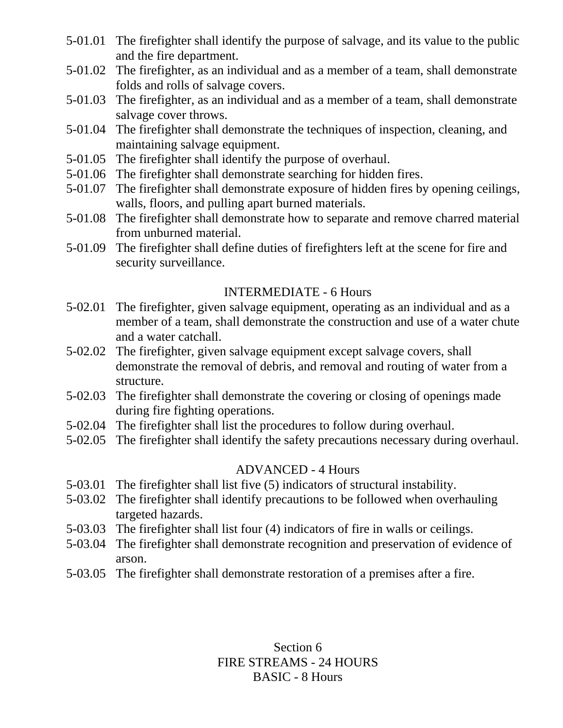5-01.01 The firefighter shall identify the purpose of salvage, and its value to the public and the fire department.

5-01.02 The firefighter, as an individual and as a member of a team, shall demonstrate folds and rolls of salvage covers.

5-01.03 The firefighter, as an individual and as a member of a team, shall demonstrate salvage cover throws.

5-01.04 The firefighter shall demonstrate the techniques of inspection, cleaning, and maintaining salvage equipment.

5-01.05 The firefighter shall identify the purpose of overhaul.

5-01.06 The firefighter shall demonstrate searching for hidden fires.

5-01.07 The firefighter shall demonstrate exposure of hidden fires by opening ceilings, walls, floors, and pulling apart burned materials.

5-01.08 The firefighter shall demonstrate how to separate and remove charred material from unburned material.

5-01.09 The firefighter shall define duties of firefighters left at the scene for fire and security surveillance.

### INTERMEDIATE - 6 Hours

5-02.01 The firefighter, given salvage equipment, operating as an individual and as a member of a team, shall demonstrate the construction and use of a water chute and a water catchall.

5-02.02 The firefighter, given salvage equipment except salvage covers, shall demonstrate the removal of debris, and removal and routing of water from a structure.

5-02.03 The firefighter shall demonstrate the covering or closing of openings made during fire fighting operations.

5-02.04 The firefighter shall list the procedures to follow during overhaul.

5-02.05 The firefighter shall identify the safety precautions necessary during overhaul.

### ADVANCED - 4 Hours

5-03.01 The firefighter shall list five (5) indicators of structural instability.

5-03.02 The firefighter shall identify precautions to be followed when overhauling targeted hazards.

5-03.03 The firefighter shall list four (4) indicators of fire in walls or ceilings.

5-03.04 The firefighter shall demonstrate recognition and preservation of evidence of arson.

5-03.05 The firefighter shall demonstrate restoration of a premises after a fire.

## Section 6
## FIRE STREAMS - 24 HOURS
### BASIC - 8 Hours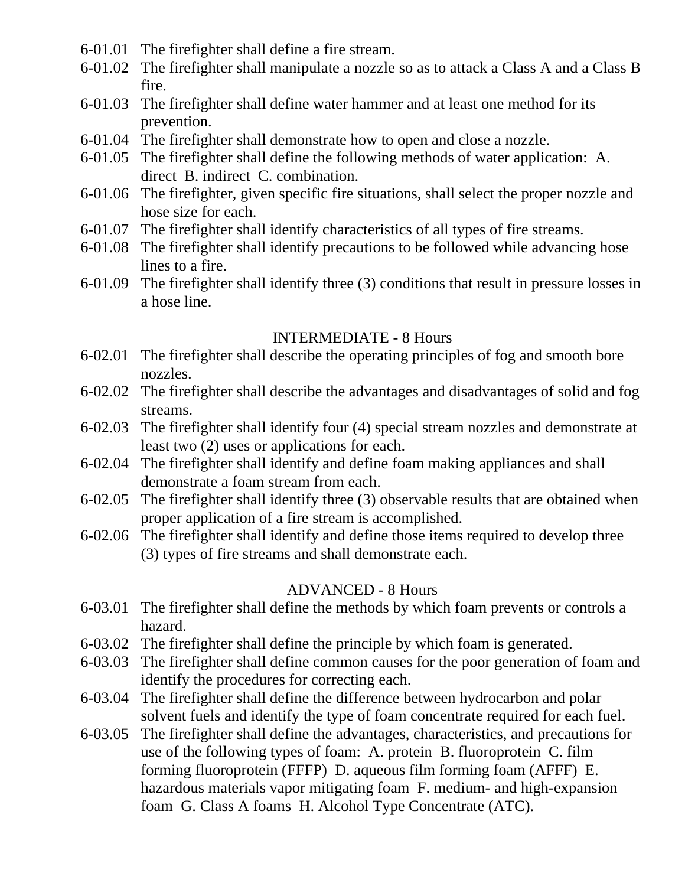6-01.01 The firefighter shall define a fire stream.

6-01.02 The firefighter shall manipulate a nozzle so as to attack a Class A and a Class B fire.

6-01.03 The firefighter shall define water hammer and at least one method for its prevention.

6-01.04 The firefighter shall demonstrate how to open and close a nozzle.

6-01.05 The firefighter shall define the following methods of water application: A. direct B. indirect C. combination.

6-01.06 The firefighter, given specific fire situations, shall select the proper nozzle and hose size for each.

6-01.07 The firefighter shall identify characteristics of all types of fire streams.

6-01.08 The firefighter shall identify precautions to be followed while advancing hose lines to a fire.

6-01.09 The firefighter shall identify three (3) conditions that result in pressure losses in a hose line.

## INTERMEDIATE - 8 Hours

6-02.01 The firefighter shall describe the operating principles of fog and smooth bore nozzles.

6-02.02 The firefighter shall describe the advantages and disadvantages of solid and fog streams.

6-02.03 The firefighter shall identify four (4) special stream nozzles and demonstrate at least two (2) uses or applications for each.

6-02.04 The firefighter shall identify and define foam making appliances and shall demonstrate a foam stream from each.

6-02.05 The firefighter shall identify three (3) observable results that are obtained when proper application of a fire stream is accomplished.

6-02.06 The firefighter shall identify and define those items required to develop three (3) types of fire streams and shall demonstrate each.

## ADVANCED - 8 Hours

6-03.01 The firefighter shall define the methods by which foam prevents or controls a hazard.

6-03.02 The firefighter shall define the principle by which foam is generated.

6-03.03 The firefighter shall define common causes for the poor generation of foam and identify the procedures for correcting each.

6-03.04 The firefighter shall define the difference between hydrocarbon and polar solvent fuels and identify the type of foam concentrate required for each fuel.

6-03.05 The firefighter shall define the advantages, characteristics, and precautions for use of the following types of foam: A. protein B. fluoroprotein C. film forming fluoroprotein (FFFP) D. aqueous film forming foam (AFFF) E. hazardous materials vapor mitigating foam F. medium- and high-expansion foam G. Class A foams H. Alcohol Type Concentrate (ATC).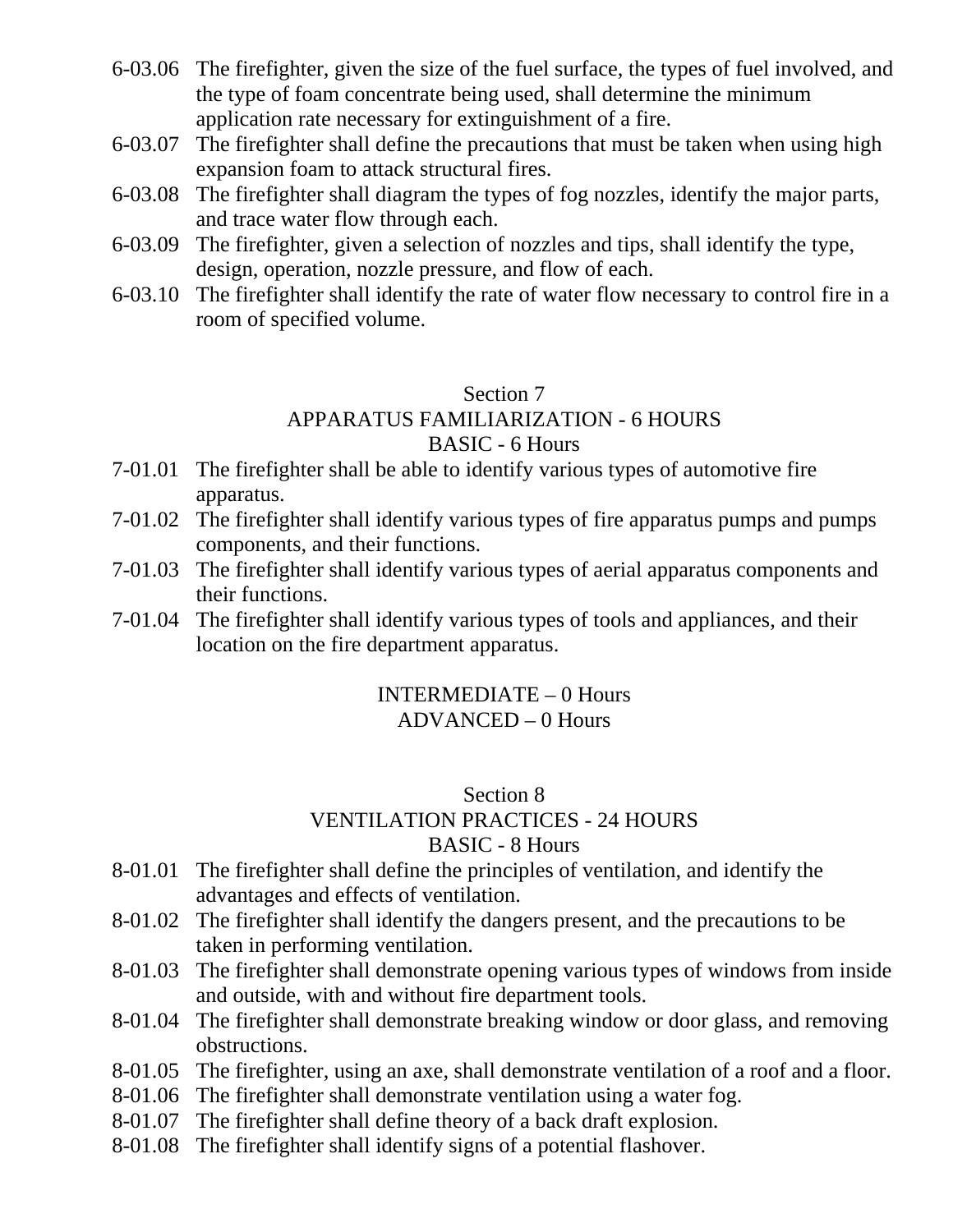6-03.06 The firefighter, given the size of the fuel surface, the types of fuel involved, and the type of foam concentrate being used, shall determine the minimum application rate necessary for extinguishment of a fire.

6-03.07 The firefighter shall define the precautions that must be taken when using high expansion foam to attack structural fires.

6-03.08 The firefighter shall diagram the types of fog nozzles, identify the major parts, and trace water flow through each.

6-03.09 The firefighter, given a selection of nozzles and tips, shall identify the type, design, operation, nozzle pressure, and flow of each.

6-03.10 The firefighter shall identify the rate of water flow necessary to control fire in a room of specified volume.

## Section 7
## APPARATUS FAMILIARIZATION - 6 HOURS
### BASIC - 6 Hours

7-01.01 The firefighter shall be able to identify various types of automotive fire apparatus.

7-01.02 The firefighter shall identify various types of fire apparatus pumps and pumps components, and their functions.

7-01.03 The firefighter shall identify various types of aerial apparatus components and their functions.

7-01.04 The firefighter shall identify various types of tools and appliances, and their location on the fire department apparatus.

### INTERMEDIATE – 0 Hours
### ADVANCED – 0 Hours

## Section 8
## VENTILATION PRACTICES - 24 HOURS
### BASIC - 8 Hours

8-01.01 The firefighter shall define the principles of ventilation, and identify the advantages and effects of ventilation.

8-01.02 The firefighter shall identify the dangers present, and the precautions to be taken in performing ventilation.

8-01.03 The firefighter shall demonstrate opening various types of windows from inside and outside, with and without fire department tools.

8-01.04 The firefighter shall demonstrate breaking window or door glass, and removing obstructions.

8-01.05 The firefighter, using an axe, shall demonstrate ventilation of a roof and a floor.

8-01.06 The firefighter shall demonstrate ventilation using a water fog.

8-01.07 The firefighter shall define theory of a back draft explosion.

8-01.08 The firefighter shall identify signs of a potential flashover.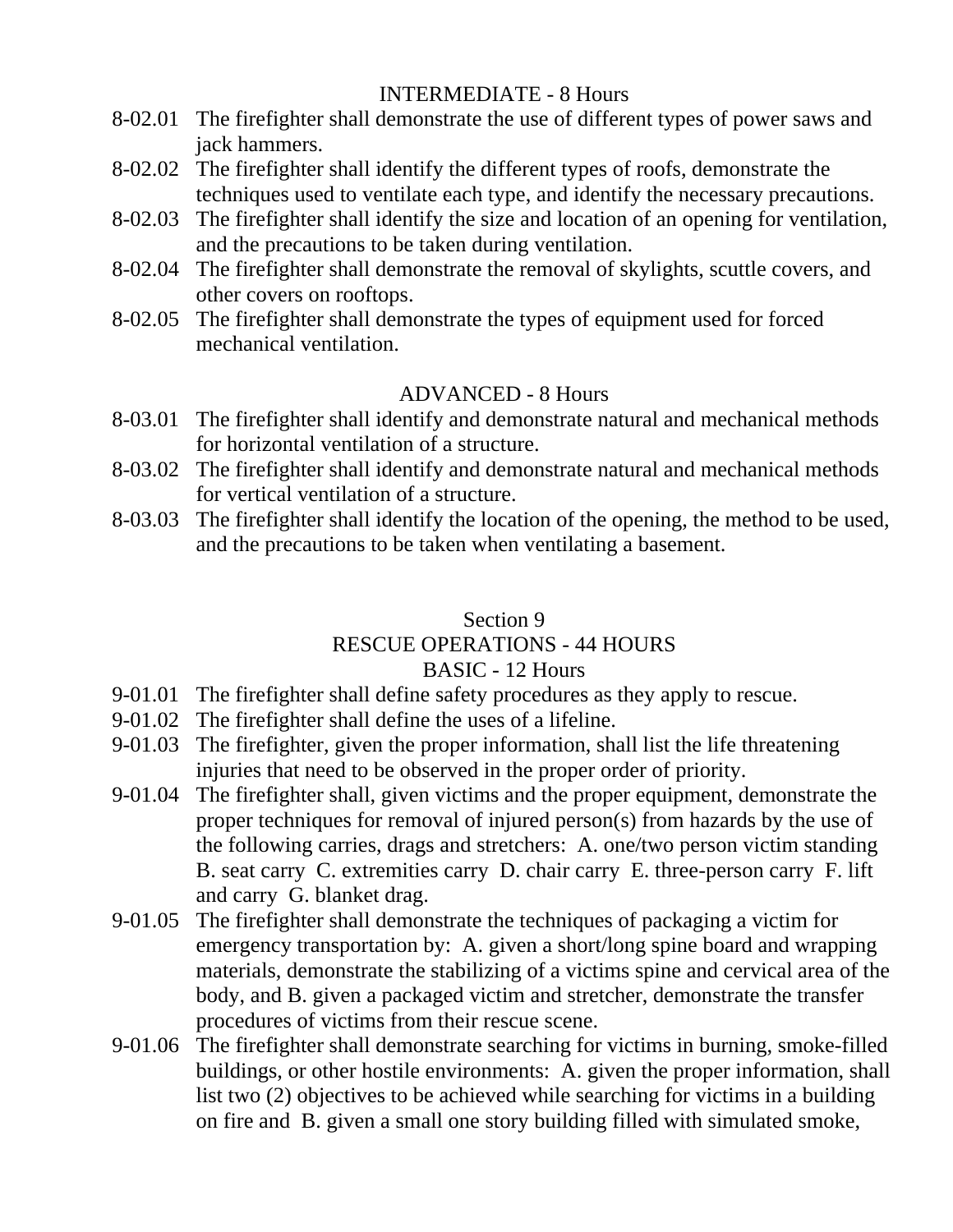### INTERMEDIATE - 8 Hours

8-02.01 The firefighter shall demonstrate the use of different types of power saws and jack hammers.

8-02.02 The firefighter shall identify the different types of roofs, demonstrate the techniques used to ventilate each type, and identify the necessary precautions.

8-02.03 The firefighter shall identify the size and location of an opening for ventilation, and the precautions to be taken during ventilation.

8-02.04 The firefighter shall demonstrate the removal of skylights, scuttle covers, and other covers on rooftops.

8-02.05 The firefighter shall demonstrate the types of equipment used for forced mechanical ventilation.

### ADVANCED - 8 Hours

8-03.01 The firefighter shall identify and demonstrate natural and mechanical methods for horizontal ventilation of a structure.

8-03.02 The firefighter shall identify and demonstrate natural and mechanical methods for vertical ventilation of a structure.

8-03.03 The firefighter shall identify the location of the opening, the method to be used, and the precautions to be taken when ventilating a basement.

## Section 9
## RESCUE OPERATIONS - 44 HOURS

### BASIC - 12 Hours

9-01.01 The firefighter shall define safety procedures as they apply to rescue.

9-01.02 The firefighter shall define the uses of a lifeline.

9-01.03 The firefighter, given the proper information, shall list the life threatening injuries that need to be observed in the proper order of priority.

9-01.04 The firefighter shall, given victims and the proper equipment, demonstrate the proper techniques for removal of injured person(s) from hazards by the use of the following carries, drags and stretchers: A. one/two person victim standing B. seat carry C. extremities carry D. chair carry E. three-person carry F. lift and carry G. blanket drag.

9-01.05 The firefighter shall demonstrate the techniques of packaging a victim for emergency transportation by: A. given a short/long spine board and wrapping materials, demonstrate the stabilizing of a victims spine and cervical area of the body, and B. given a packaged victim and stretcher, demonstrate the transfer procedures of victims from their rescue scene.

9-01.06 The firefighter shall demonstrate searching for victims in burning, smoke-filled buildings, or other hostile environments: A. given the proper information, shall list two (2) objectives to be achieved while searching for victims in a building on fire and B. given a small one story building filled with simulated smoke,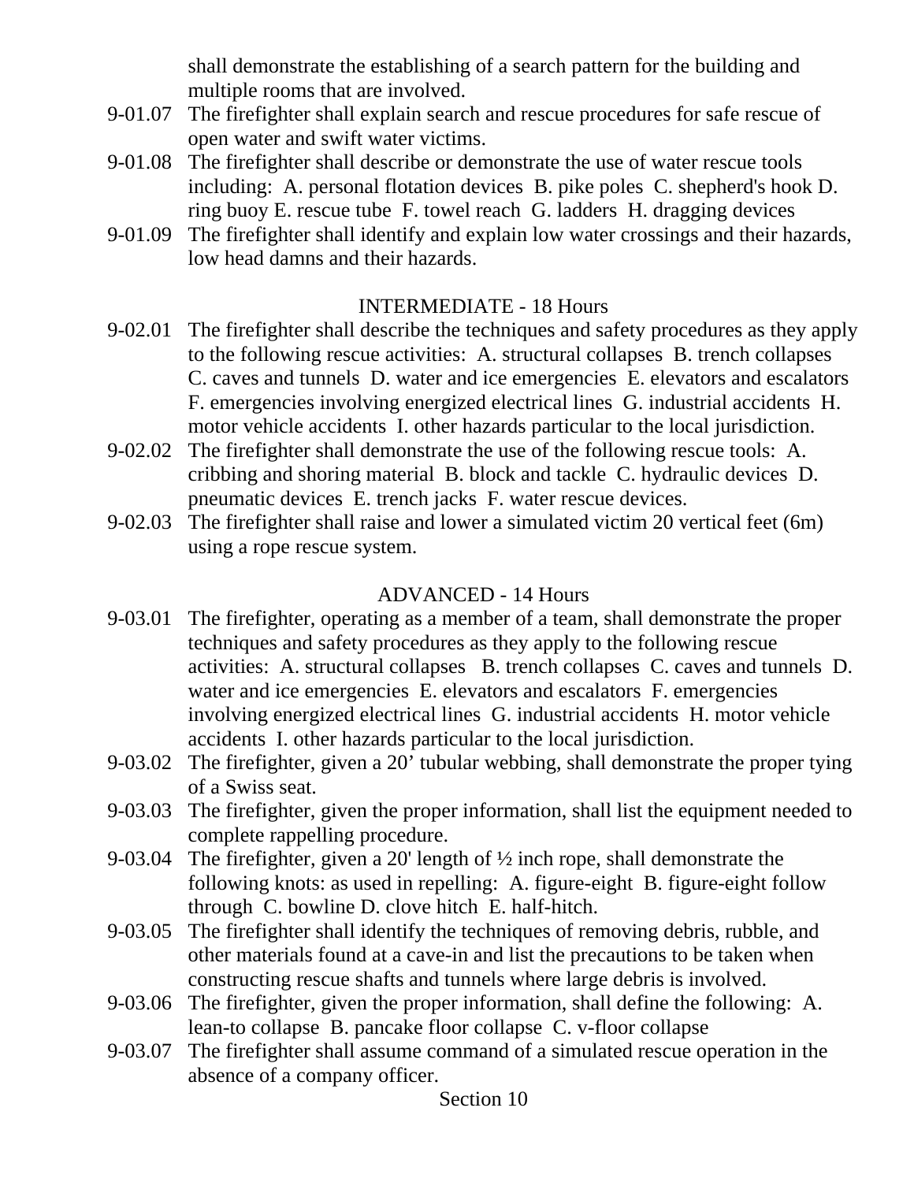shall demonstrate the establishing of a search pattern for the building and multiple rooms that are involved.

9-01.07 The firefighter shall explain search and rescue procedures for safe rescue of open water and swift water victims.

9-01.08 The firefighter shall describe or demonstrate the use of water rescue tools including: A. personal flotation devices B. pike poles C. shepherd's hook D. ring buoy E. rescue tube F. towel reach G. ladders H. dragging devices

9-01.09 The firefighter shall identify and explain low water crossings and their hazards, low head damns and their hazards.

INTERMEDIATE - 18 Hours

9-02.01 The firefighter shall describe the techniques and safety procedures as they apply to the following rescue activities: A. structural collapses B. trench collapses C. caves and tunnels D. water and ice emergencies E. elevators and escalators F. emergencies involving energized electrical lines G. industrial accidents H. motor vehicle accidents I. other hazards particular to the local jurisdiction.

9-02.02 The firefighter shall demonstrate the use of the following rescue tools: A. cribbing and shoring material B. block and tackle C. hydraulic devices D. pneumatic devices E. trench jacks F. water rescue devices.

9-02.03 The firefighter shall raise and lower a simulated victim 20 vertical feet (6m) using a rope rescue system.

ADVANCED - 14 Hours

9-03.01 The firefighter, operating as a member of a team, shall demonstrate the proper techniques and safety procedures as they apply to the following rescue activities: A. structural collapses B. trench collapses C. caves and tunnels D. water and ice emergencies E. elevators and escalators F. emergencies involving energized electrical lines G. industrial accidents H. motor vehicle accidents I. other hazards particular to the local jurisdiction.

9-03.02 The firefighter, given a 20' tubular webbing, shall demonstrate the proper tying of a Swiss seat.

9-03.03 The firefighter, given the proper information, shall list the equipment needed to complete rappelling procedure.

9-03.04 The firefighter, given a 20' length of ½ inch rope, shall demonstrate the following knots: as used in repelling: A. figure-eight B. figure-eight follow through C. bowline D. clove hitch E. half-hitch.

9-03.05 The firefighter shall identify the techniques of removing debris, rubble, and other materials found at a cave-in and list the precautions to be taken when constructing rescue shafts and tunnels where large debris is involved.

9-03.06 The firefighter, given the proper information, shall define the following: A. lean-to collapse B. pancake floor collapse C. v-floor collapse

9-03.07 The firefighter shall assume command of a simulated rescue operation in the absence of a company officer.

Section 10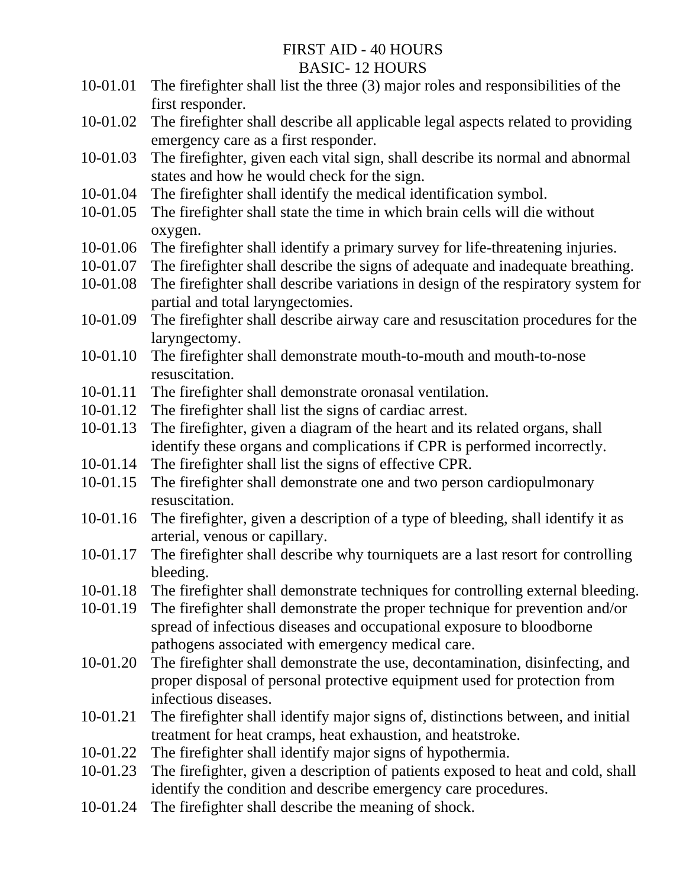# FIRST AID - 40 HOURS

## BASIC- 12 HOURS

10-01.01 The firefighter shall list the three (3) major roles and responsibilities of the first responder.

10-01.02 The firefighter shall describe all applicable legal aspects related to providing emergency care as a first responder.

10-01.03 The firefighter, given each vital sign, shall describe its normal and abnormal states and how he would check for the sign.

10-01.04 The firefighter shall identify the medical identification symbol.

10-01.05 The firefighter shall state the time in which brain cells will die without oxygen.

10-01.06 The firefighter shall identify a primary survey for life-threatening injuries.

10-01.07 The firefighter shall describe the signs of adequate and inadequate breathing.

10-01.08 The firefighter shall describe variations in design of the respiratory system for partial and total laryngectomies.

10-01.09 The firefighter shall describe airway care and resuscitation procedures for the laryngectomy.

10-01.10 The firefighter shall demonstrate mouth-to-mouth and mouth-to-nose resuscitation.

10-01.11 The firefighter shall demonstrate oronasal ventilation.

10-01.12 The firefighter shall list the signs of cardiac arrest.

10-01.13 The firefighter, given a diagram of the heart and its related organs, shall identify these organs and complications if CPR is performed incorrectly.

10-01.14 The firefighter shall list the signs of effective CPR.

10-01.15 The firefighter shall demonstrate one and two person cardiopulmonary resuscitation.

10-01.16 The firefighter, given a description of a type of bleeding, shall identify it as arterial, venous or capillary.

10-01.17 The firefighter shall describe why tourniquets are a last resort for controlling bleeding.

10-01.18 The firefighter shall demonstrate techniques for controlling external bleeding.

10-01.19 The firefighter shall demonstrate the proper technique for prevention and/or spread of infectious diseases and occupational exposure to bloodborne pathogens associated with emergency medical care.

10-01.20 The firefighter shall demonstrate the use, decontamination, disinfecting, and proper disposal of personal protective equipment used for protection from infectious diseases.

10-01.21 The firefighter shall identify major signs of, distinctions between, and initial treatment for heat cramps, heat exhaustion, and heatstroke.

10-01.22 The firefighter shall identify major signs of hypothermia.

10-01.23 The firefighter, given a description of patients exposed to heat and cold, shall identify the condition and describe emergency care procedures.

10-01.24 The firefighter shall describe the meaning of shock.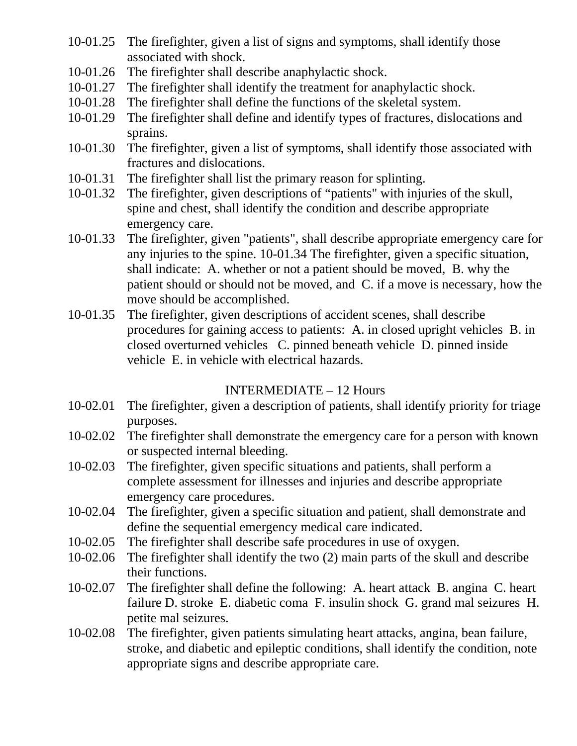10-01.25 The firefighter, given a list of signs and symptoms, shall identify those associated with shock.

10-01.26 The firefighter shall describe anaphylactic shock.

10-01.27 The firefighter shall identify the treatment for anaphylactic shock.

10-01.28 The firefighter shall define the functions of the skeletal system.

10-01.29 The firefighter shall define and identify types of fractures, dislocations and sprains.

10-01.30 The firefighter, given a list of symptoms, shall identify those associated with fractures and dislocations.

10-01.31 The firefighter shall list the primary reason for splinting.

10-01.32 The firefighter, given descriptions of “patients" with injuries of the skull, spine and chest, shall identify the condition and describe appropriate emergency care.

10-01.33 The firefighter, given "patients", shall describe appropriate emergency care for any injuries to the spine. 10-01.34 The firefighter, given a specific situation, shall indicate: A. whether or not a patient should be moved, B. why the patient should or should not be moved, and C. if a move is necessary, how the move should be accomplished.

10-01.35 The firefighter, given descriptions of accident scenes, shall describe procedures for gaining access to patients: A. in closed upright vehicles B. in closed overturned vehicles C. pinned beneath vehicle D. pinned inside vehicle E. in vehicle with electrical hazards.

INTERMEDIATE – 12 Hours

10-02.01 The firefighter, given a description of patients, shall identify priority for triage purposes.

10-02.02 The firefighter shall demonstrate the emergency care for a person with known or suspected internal bleeding.

10-02.03 The firefighter, given specific situations and patients, shall perform a complete assessment for illnesses and injuries and describe appropriate emergency care procedures.

10-02.04 The firefighter, given a specific situation and patient, shall demonstrate and define the sequential emergency medical care indicated.

10-02.05 The firefighter shall describe safe procedures in use of oxygen.

10-02.06 The firefighter shall identify the two (2) main parts of the skull and describe their functions.

10-02.07 The firefighter shall define the following: A. heart attack B. angina C. heart failure D. stroke E. diabetic coma F. insulin shock G. grand mal seizures H. petite mal seizures.

10-02.08 The firefighter, given patients simulating heart attacks, angina, bean failure, stroke, and diabetic and epileptic conditions, shall identify the condition, note appropriate signs and describe appropriate care.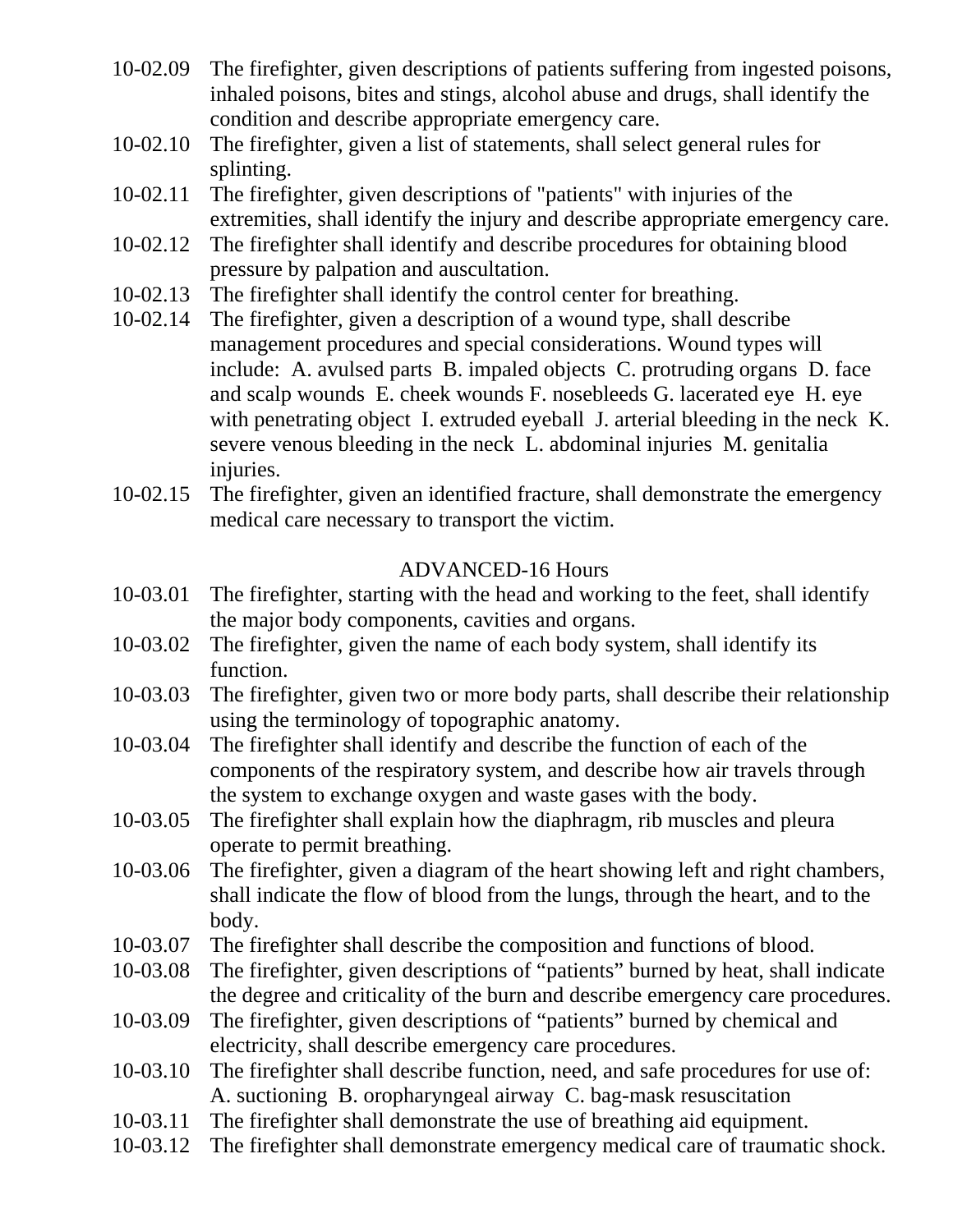10-02.09 The firefighter, given descriptions of patients suffering from ingested poisons, inhaled poisons, bites and stings, alcohol abuse and drugs, shall identify the condition and describe appropriate emergency care.

10-02.10 The firefighter, given a list of statements, shall select general rules for splinting.

10-02.11 The firefighter, given descriptions of "patients" with injuries of the extremities, shall identify the injury and describe appropriate emergency care.

10-02.12 The firefighter shall identify and describe procedures for obtaining blood pressure by palpation and auscultation.

10-02.13 The firefighter shall identify the control center for breathing.

10-02.14 The firefighter, given a description of a wound type, shall describe management procedures and special considerations. Wound types will include: A. avulsed parts B. impaled objects C. protruding organs D. face and scalp wounds E. cheek wounds F. nosebleeds G. lacerated eye H. eye with penetrating object I. extruded eyeball J. arterial bleeding in the neck K. severe venous bleeding in the neck L. abdominal injuries M. genitalia injuries.

10-02.15 The firefighter, given an identified fracture, shall demonstrate the emergency medical care necessary to transport the victim.

## ADVANCED-16 Hours

10-03.01 The firefighter, starting with the head and working to the feet, shall identify the major body components, cavities and organs.

10-03.02 The firefighter, given the name of each body system, shall identify its function.

10-03.03 The firefighter, given two or more body parts, shall describe their relationship using the terminology of topographic anatomy.

10-03.04 The firefighter shall identify and describe the function of each of the components of the respiratory system, and describe how air travels through the system to exchange oxygen and waste gases with the body.

10-03.05 The firefighter shall explain how the diaphragm, rib muscles and pleura operate to permit breathing.

10-03.06 The firefighter, given a diagram of the heart showing left and right chambers, shall indicate the flow of blood from the lungs, through the heart, and to the body.

10-03.07 The firefighter shall describe the composition and functions of blood.

10-03.08 The firefighter, given descriptions of "patients" burned by heat, shall indicate the degree and criticality of the burn and describe emergency care procedures.

10-03.09 The firefighter, given descriptions of "patients" burned by chemical and electricity, shall describe emergency care procedures.

10-03.10 The firefighter shall describe function, need, and safe procedures for use of: A. suctioning B. oropharyngeal airway C. bag-mask resuscitation

10-03.11 The firefighter shall demonstrate the use of breathing aid equipment.

10-03.12 The firefighter shall demonstrate emergency medical care of traumatic shock.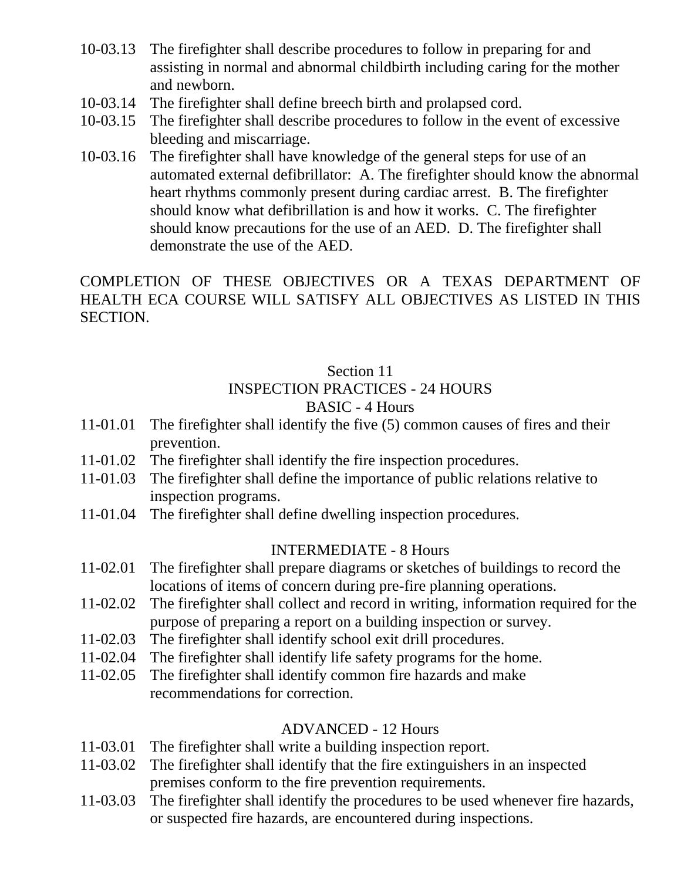10-03.13 The firefighter shall describe procedures to follow in preparing for and assisting in normal and abnormal childbirth including caring for the mother and newborn.

10-03.14 The firefighter shall define breech birth and prolapsed cord.

10-03.15 The firefighter shall describe procedures to follow in the event of excessive bleeding and miscarriage.

10-03.16 The firefighter shall have knowledge of the general steps for use of an automated external defibrillator: A. The firefighter should know the abnormal heart rhythms commonly present during cardiac arrest. B. The firefighter should know what defibrillation is and how it works. C. The firefighter should know precautions for the use of an AED. D. The firefighter shall demonstrate the use of the AED.

COMPLETION OF THESE OBJECTIVES OR A TEXAS DEPARTMENT OF HEALTH ECA COURSE WILL SATISFY ALL OBJECTIVES AS LISTED IN THIS SECTION.

## Section 11
## INSPECTION PRACTICES - 24 HOURS

### BASIC - 4 Hours

11-01.01 The firefighter shall identify the five (5) common causes of fires and their prevention.

11-01.02 The firefighter shall identify the fire inspection procedures.

11-01.03 The firefighter shall define the importance of public relations relative to inspection programs.

11-01.04 The firefighter shall define dwelling inspection procedures.

### INTERMEDIATE - 8 Hours

11-02.01 The firefighter shall prepare diagrams or sketches of buildings to record the locations of items of concern during pre-fire planning operations.

11-02.02 The firefighter shall collect and record in writing, information required for the purpose of preparing a report on a building inspection or survey.

11-02.03 The firefighter shall identify school exit drill procedures.

11-02.04 The firefighter shall identify life safety programs for the home.

11-02.05 The firefighter shall identify common fire hazards and make recommendations for correction.

### ADVANCED - 12 Hours

11-03.01 The firefighter shall write a building inspection report.

11-03.02 The firefighter shall identify that the fire extinguishers in an inspected premises conform to the fire prevention requirements.

11-03.03 The firefighter shall identify the procedures to be used whenever fire hazards, or suspected fire hazards, are encountered during inspections.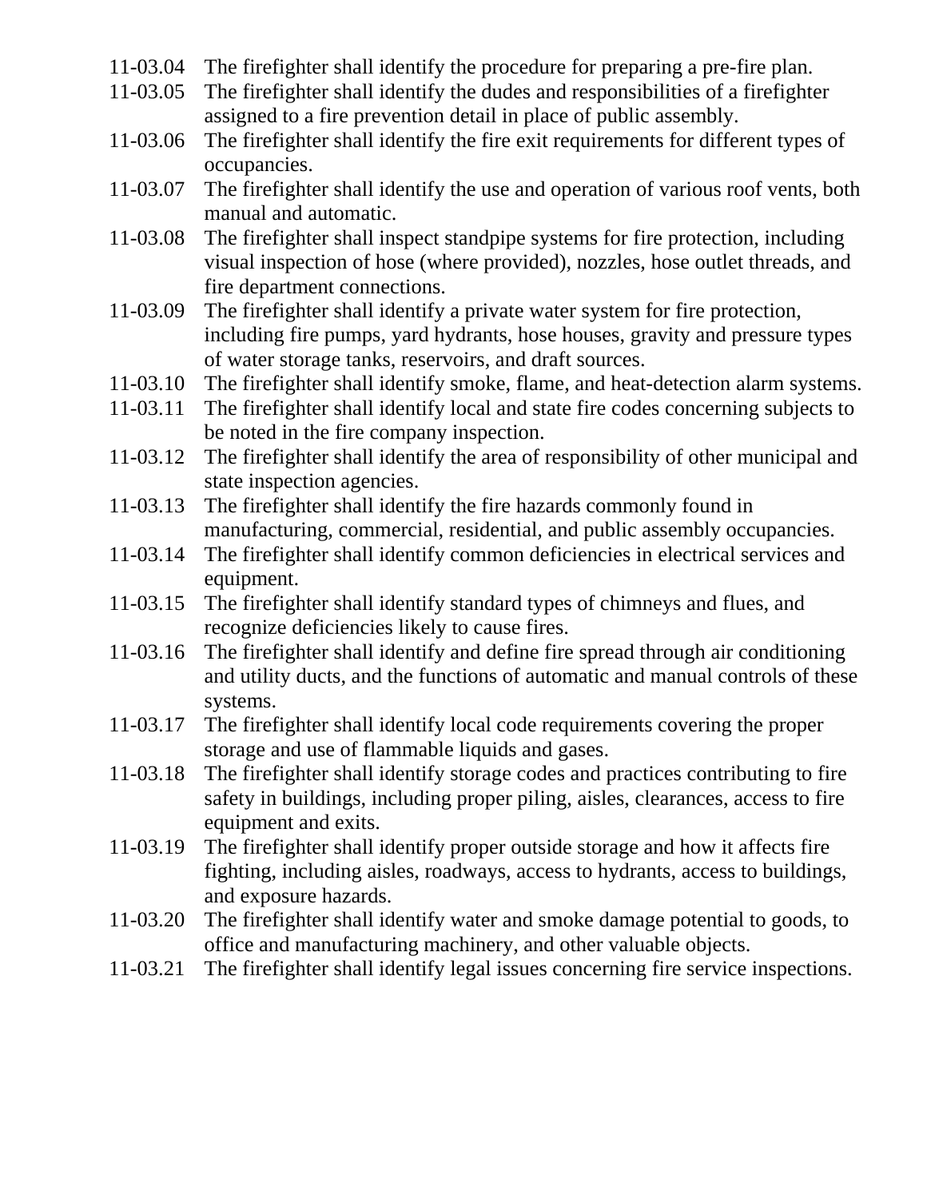11-03.04 The firefighter shall identify the procedure for preparing a pre-fire plan.

11-03.05 The firefighter shall identify the dudes and responsibilities of a firefighter assigned to a fire prevention detail in place of public assembly.

11-03.06 The firefighter shall identify the fire exit requirements for different types of occupancies.

11-03.07 The firefighter shall identify the use and operation of various roof vents, both manual and automatic.

11-03.08 The firefighter shall inspect standpipe systems for fire protection, including visual inspection of hose (where provided), nozzles, hose outlet threads, and fire department connections.

11-03.09 The firefighter shall identify a private water system for fire protection, including fire pumps, yard hydrants, hose houses, gravity and pressure types of water storage tanks, reservoirs, and draft sources.

11-03.10 The firefighter shall identify smoke, flame, and heat-detection alarm systems.

11-03.11 The firefighter shall identify local and state fire codes concerning subjects to be noted in the fire company inspection.

11-03.12 The firefighter shall identify the area of responsibility of other municipal and state inspection agencies.

11-03.13 The firefighter shall identify the fire hazards commonly found in manufacturing, commercial, residential, and public assembly occupancies.

11-03.14 The firefighter shall identify common deficiencies in electrical services and equipment.

11-03.15 The firefighter shall identify standard types of chimneys and flues, and recognize deficiencies likely to cause fires.

11-03.16 The firefighter shall identify and define fire spread through air conditioning and utility ducts, and the functions of automatic and manual controls of these systems.

11-03.17 The firefighter shall identify local code requirements covering the proper storage and use of flammable liquids and gases.

11-03.18 The firefighter shall identify storage codes and practices contributing to fire safety in buildings, including proper piling, aisles, clearances, access to fire equipment and exits.

11-03.19 The firefighter shall identify proper outside storage and how it affects fire fighting, including aisles, roadways, access to hydrants, access to buildings, and exposure hazards.

11-03.20 The firefighter shall identify water and smoke damage potential to goods, to office and manufacturing machinery, and other valuable objects.

11-03.21 The firefighter shall identify legal issues concerning fire service inspections.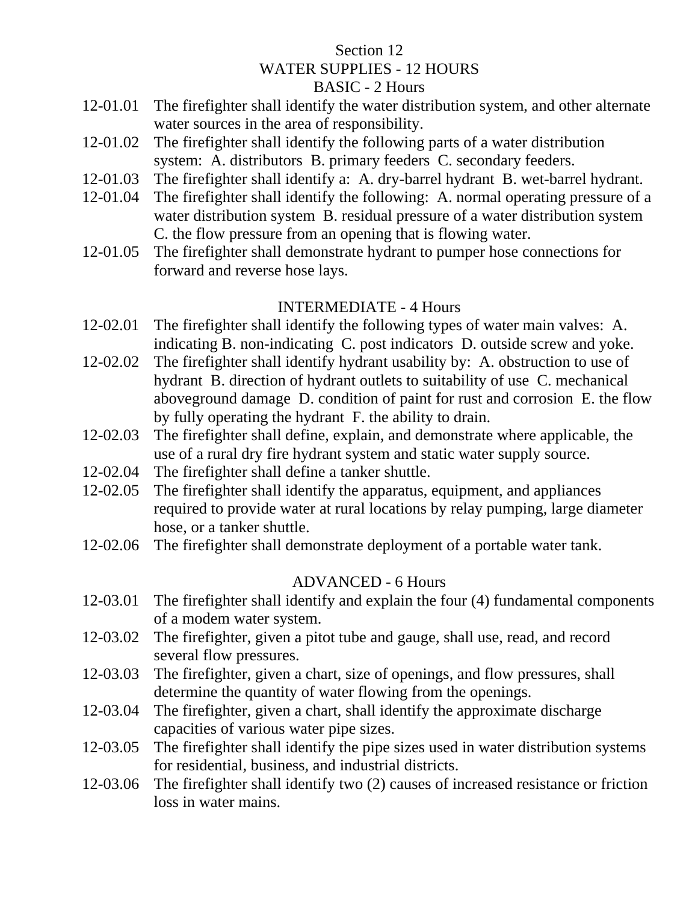# Section 12
## WATER SUPPLIES - 12 HOURS
### BASIC - 2 Hours

12-01.01 The firefighter shall identify the water distribution system, and other alternate water sources in the area of responsibility.

12-01.02 The firefighter shall identify the following parts of a water distribution system: A. distributors B. primary feeders C. secondary feeders.

12-01.03 The firefighter shall identify a: A. dry-barrel hydrant B. wet-barrel hydrant.

12-01.04 The firefighter shall identify the following: A. normal operating pressure of a water distribution system B. residual pressure of a water distribution system C. the flow pressure from an opening that is flowing water.

12-01.05 The firefighter shall demonstrate hydrant to pumper hose connections for forward and reverse hose lays.

### INTERMEDIATE - 4 Hours

12-02.01 The firefighter shall identify the following types of water main valves: A. indicating B. non-indicating C. post indicators D. outside screw and yoke.

12-02.02 The firefighter shall identify hydrant usability by: A. obstruction to use of hydrant B. direction of hydrant outlets to suitability of use C. mechanical aboveground damage D. condition of paint for rust and corrosion E. the flow by fully operating the hydrant F. the ability to drain.

12-02.03 The firefighter shall define, explain, and demonstrate where applicable, the use of a rural dry fire hydrant system and static water supply source.

12-02.04 The firefighter shall define a tanker shuttle.

12-02.05 The firefighter shall identify the apparatus, equipment, and appliances required to provide water at rural locations by relay pumping, large diameter hose, or a tanker shuttle.

12-02.06 The firefighter shall demonstrate deployment of a portable water tank.

### ADVANCED - 6 Hours

12-03.01 The firefighter shall identify and explain the four (4) fundamental components of a modem water system.

12-03.02 The firefighter, given a pitot tube and gauge, shall use, read, and record several flow pressures.

12-03.03 The firefighter, given a chart, size of openings, and flow pressures, shall determine the quantity of water flowing from the openings.

12-03.04 The firefighter, given a chart, shall identify the approximate discharge capacities of various water pipe sizes.

12-03.05 The firefighter shall identify the pipe sizes used in water distribution systems for residential, business, and industrial districts.

12-03.06 The firefighter shall identify two (2) causes of increased resistance or friction loss in water mains.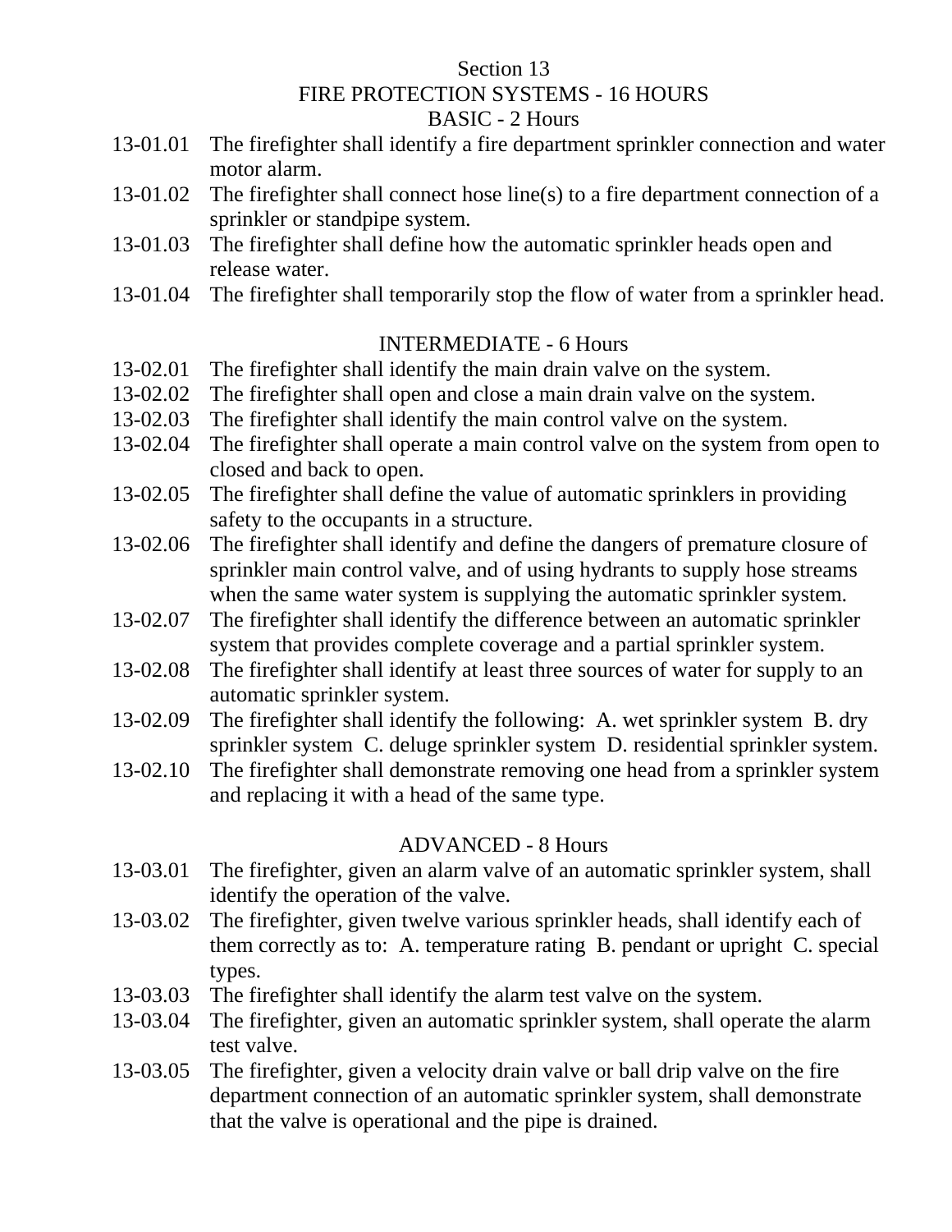# Section 13

## FIRE PROTECTION SYSTEMS - 16 HOURS

### BASIC - 2 Hours

13-01.01 The firefighter shall identify a fire department sprinkler connection and water motor alarm.

13-01.02 The firefighter shall connect hose line(s) to a fire department connection of a sprinkler or standpipe system.

13-01.03 The firefighter shall define how the automatic sprinkler heads open and release water.

13-01.04 The firefighter shall temporarily stop the flow of water from a sprinkler head.

### INTERMEDIATE - 6 Hours

13-02.01 The firefighter shall identify the main drain valve on the system.

13-02.02 The firefighter shall open and close a main drain valve on the system.

13-02.03 The firefighter shall identify the main control valve on the system.

13-02.04 The firefighter shall operate a main control valve on the system from open to closed and back to open.

13-02.05 The firefighter shall define the value of automatic sprinklers in providing safety to the occupants in a structure.

13-02.06 The firefighter shall identify and define the dangers of premature closure of sprinkler main control valve, and of using hydrants to supply hose streams when the same water system is supplying the automatic sprinkler system.

13-02.07 The firefighter shall identify the difference between an automatic sprinkler system that provides complete coverage and a partial sprinkler system.

13-02.08 The firefighter shall identify at least three sources of water for supply to an automatic sprinkler system.

13-02.09 The firefighter shall identify the following: A. wet sprinkler system B. dry sprinkler system C. deluge sprinkler system D. residential sprinkler system.

13-02.10 The firefighter shall demonstrate removing one head from a sprinkler system and replacing it with a head of the same type.

### ADVANCED - 8 Hours

13-03.01 The firefighter, given an alarm valve of an automatic sprinkler system, shall identify the operation of the valve.

13-03.02 The firefighter, given twelve various sprinkler heads, shall identify each of them correctly as to: A. temperature rating B. pendant or upright C. special types.

13-03.03 The firefighter shall identify the alarm test valve on the system.

13-03.04 The firefighter, given an automatic sprinkler system, shall operate the alarm test valve.

13-03.05 The firefighter, given a velocity drain valve or ball drip valve on the fire department connection of an automatic sprinkler system, shall demonstrate that the valve is operational and the pipe is drained.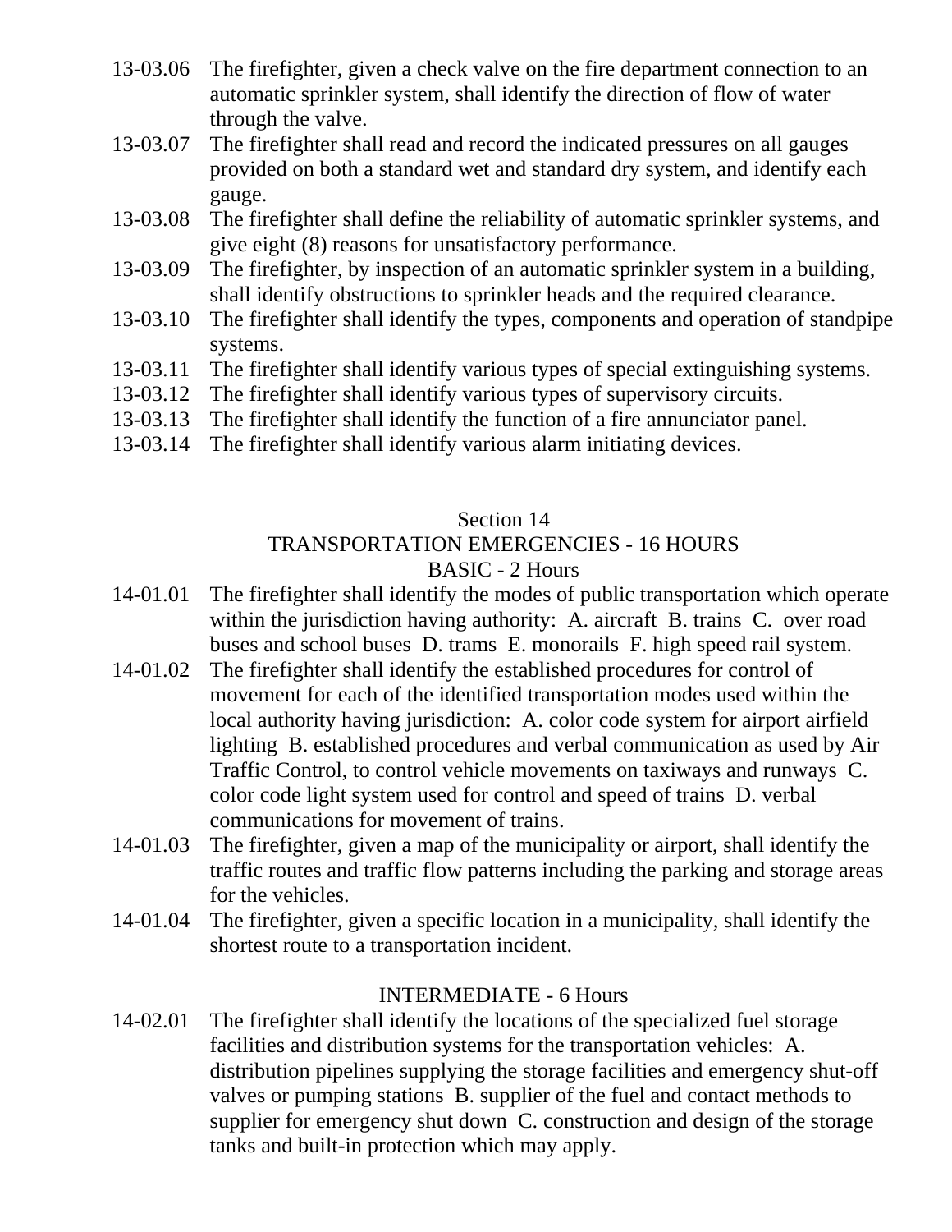13-03.06 The firefighter, given a check valve on the fire department connection to an automatic sprinkler system, shall identify the direction of flow of water through the valve.

13-03.07 The firefighter shall read and record the indicated pressures on all gauges provided on both a standard wet and standard dry system, and identify each gauge.

13-03.08 The firefighter shall define the reliability of automatic sprinkler systems, and give eight (8) reasons for unsatisfactory performance.

13-03.09 The firefighter, by inspection of an automatic sprinkler system in a building, shall identify obstructions to sprinkler heads and the required clearance.

13-03.10 The firefighter shall identify the types, components and operation of standpipe systems.

13-03.11 The firefighter shall identify various types of special extinguishing systems.

13-03.12 The firefighter shall identify various types of supervisory circuits.

13-03.13 The firefighter shall identify the function of a fire annunciator panel.

13-03.14 The firefighter shall identify various alarm initiating devices.

## Section 14
## TRANSPORTATION EMERGENCIES - 16 HOURS
### BASIC - 2 Hours

14-01.01 The firefighter shall identify the modes of public transportation which operate within the jurisdiction having authority: A. aircraft B. trains C. over road buses and school buses D. trams E. monorails F. high speed rail system.

14-01.02 The firefighter shall identify the established procedures for control of movement for each of the identified transportation modes used within the local authority having jurisdiction: A. color code system for airport airfield lighting B. established procedures and verbal communication as used by Air Traffic Control, to control vehicle movements on taxiways and runways C. color code light system used for control and speed of trains D. verbal communications for movement of trains.

14-01.03 The firefighter, given a map of the municipality or airport, shall identify the traffic routes and traffic flow patterns including the parking and storage areas for the vehicles.

14-01.04 The firefighter, given a specific location in a municipality, shall identify the shortest route to a transportation incident.

### INTERMEDIATE - 6 Hours

14-02.01 The firefighter shall identify the locations of the specialized fuel storage facilities and distribution systems for the transportation vehicles: A. distribution pipelines supplying the storage facilities and emergency shut-off valves or pumping stations B. supplier of the fuel and contact methods to supplier for emergency shut down C. construction and design of the storage tanks and built-in protection which may apply.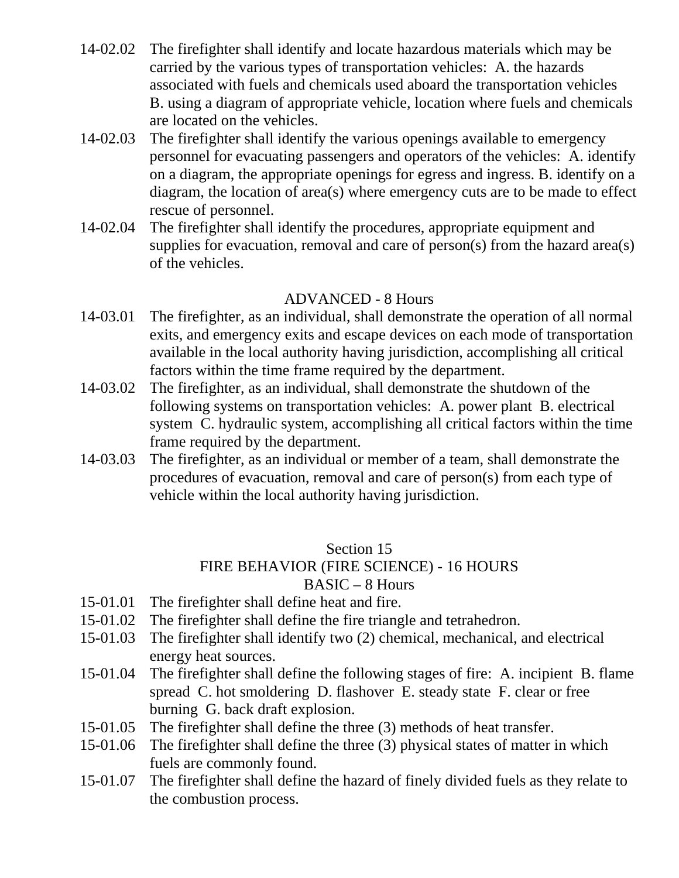14-02.02 The firefighter shall identify and locate hazardous materials which may be carried by the various types of transportation vehicles: A. the hazards associated with fuels and chemicals used aboard the transportation vehicles B. using a diagram of appropriate vehicle, location where fuels and chemicals are located on the vehicles.

14-02.03 The firefighter shall identify the various openings available to emergency personnel for evacuating passengers and operators of the vehicles: A. identify on a diagram, the appropriate openings for egress and ingress. B. identify on a diagram, the location of area(s) where emergency cuts are to be made to effect rescue of personnel.

14-02.04 The firefighter shall identify the procedures, appropriate equipment and supplies for evacuation, removal and care of person(s) from the hazard area(s) of the vehicles.

### ADVANCED - 8 Hours

14-03.01 The firefighter, as an individual, shall demonstrate the operation of all normal exits, and emergency exits and escape devices on each mode of transportation available in the local authority having jurisdiction, accomplishing all critical factors within the time frame required by the department.

14-03.02 The firefighter, as an individual, shall demonstrate the shutdown of the following systems on transportation vehicles: A. power plant B. electrical system C. hydraulic system, accomplishing all critical factors within the time frame required by the department.

14-03.03 The firefighter, as an individual or member of a team, shall demonstrate the procedures of evacuation, removal and care of person(s) from each type of vehicle within the local authority having jurisdiction.

## Section 15
## FIRE BEHAVIOR (FIRE SCIENCE) - 16 HOURS
### BASIC – 8 Hours

15-01.01 The firefighter shall define heat and fire.

15-01.02 The firefighter shall define the fire triangle and tetrahedron.

15-01.03 The firefighter shall identify two (2) chemical, mechanical, and electrical energy heat sources.

15-01.04 The firefighter shall define the following stages of fire: A. incipient B. flame spread C. hot smoldering D. flashover E. steady state F. clear or free burning G. back draft explosion.

15-01.05 The firefighter shall define the three (3) methods of heat transfer.

15-01.06 The firefighter shall define the three (3) physical states of matter in which fuels are commonly found.

15-01.07 The firefighter shall define the hazard of finely divided fuels as they relate to the combustion process.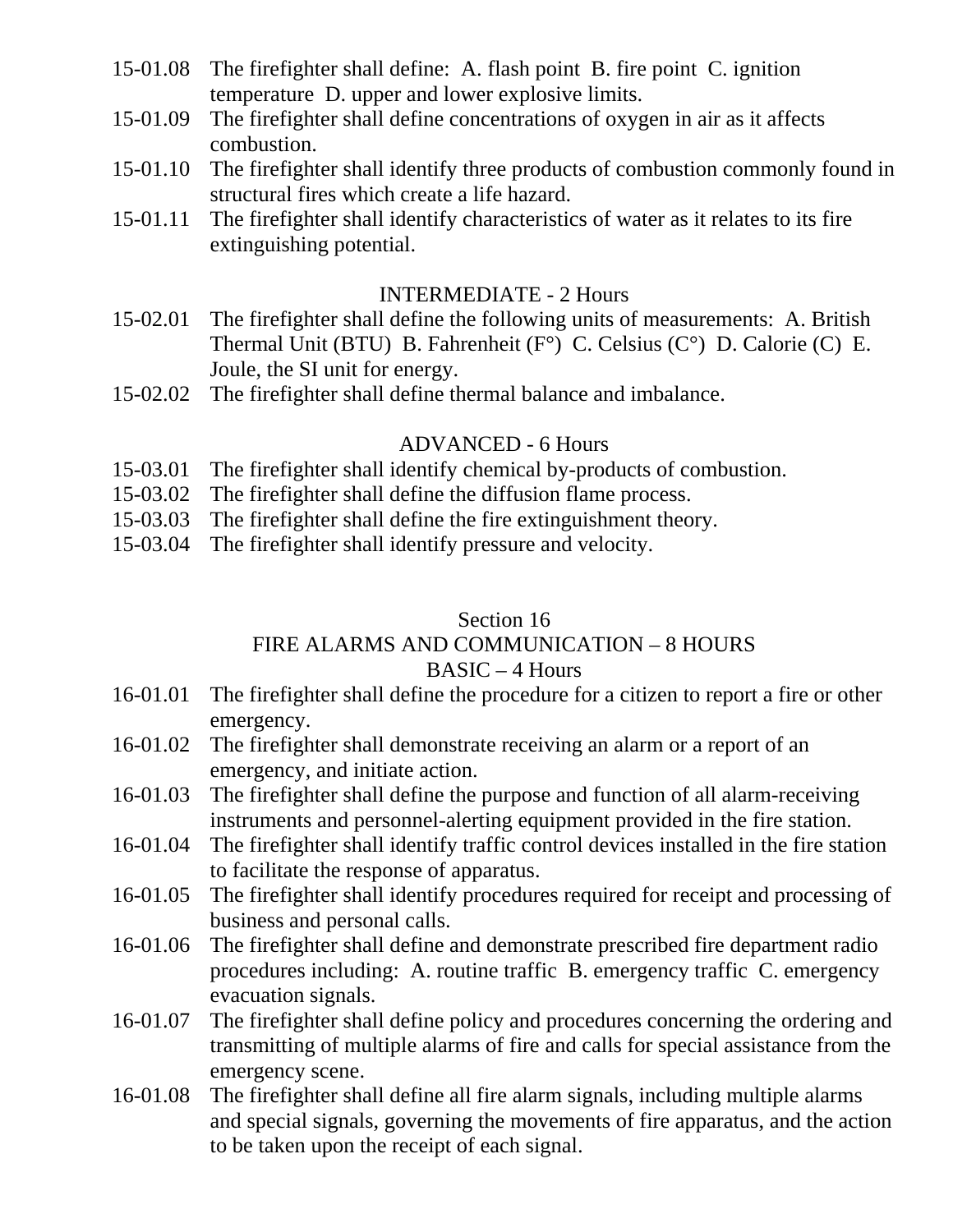15-01.08 The firefighter shall define: A. flash point B. fire point C. ignition temperature D. upper and lower explosive limits.

15-01.09 The firefighter shall define concentrations of oxygen in air as it affects combustion.

15-01.10 The firefighter shall identify three products of combustion commonly found in structural fires which create a life hazard.

15-01.11 The firefighter shall identify characteristics of water as it relates to its fire extinguishing potential.

### INTERMEDIATE - 2 Hours

15-02.01 The firefighter shall define the following units of measurements: A. British Thermal Unit (BTU) B. Fahrenheit (F°) C. Celsius (C°) D. Calorie (C) E. Joule, the SI unit for energy.

15-02.02 The firefighter shall define thermal balance and imbalance.

### ADVANCED - 6 Hours

15-03.01 The firefighter shall identify chemical by-products of combustion.

15-03.02 The firefighter shall define the diffusion flame process.

15-03.03 The firefighter shall define the fire extinguishment theory.

15-03.04 The firefighter shall identify pressure and velocity.

## Section 16
## FIRE ALARMS AND COMMUNICATION – 8 HOURS
### BASIC – 4 Hours

16-01.01 The firefighter shall define the procedure for a citizen to report a fire or other emergency.

16-01.02 The firefighter shall demonstrate receiving an alarm or a report of an emergency, and initiate action.

16-01.03 The firefighter shall define the purpose and function of all alarm-receiving instruments and personnel-alerting equipment provided in the fire station.

16-01.04 The firefighter shall identify traffic control devices installed in the fire station to facilitate the response of apparatus.

16-01.05 The firefighter shall identify procedures required for receipt and processing of business and personal calls.

16-01.06 The firefighter shall define and demonstrate prescribed fire department radio procedures including: A. routine traffic B. emergency traffic C. emergency evacuation signals.

16-01.07 The firefighter shall define policy and procedures concerning the ordering and transmitting of multiple alarms of fire and calls for special assistance from the emergency scene.

16-01.08 The firefighter shall define all fire alarm signals, including multiple alarms and special signals, governing the movements of fire apparatus, and the action to be taken upon the receipt of each signal.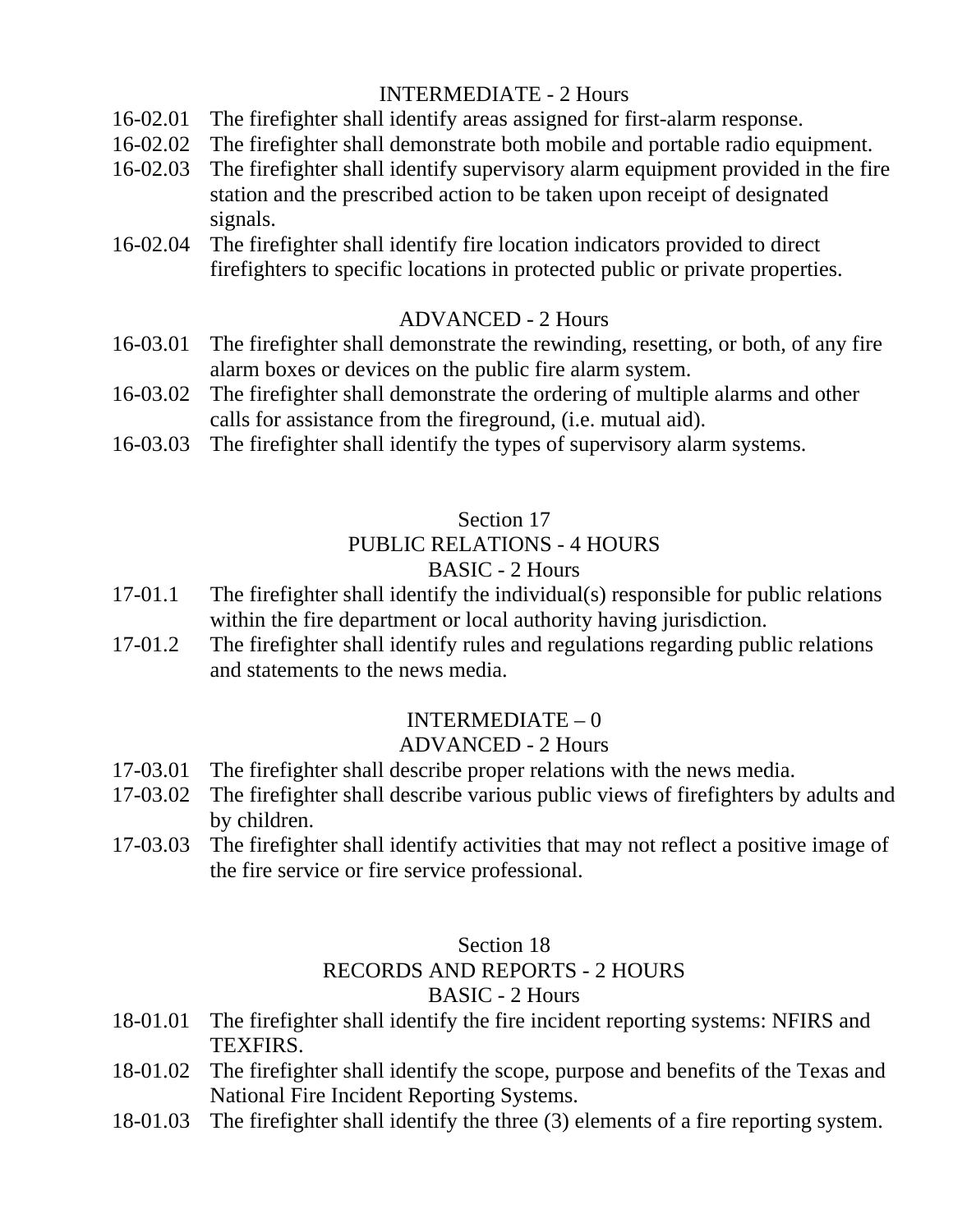INTERMEDIATE - 2 Hours

16-02.01 The firefighter shall identify areas assigned for first-alarm response.

16-02.02 The firefighter shall demonstrate both mobile and portable radio equipment.

16-02.03 The firefighter shall identify supervisory alarm equipment provided in the fire station and the prescribed action to be taken upon receipt of designated signals.

16-02.04 The firefighter shall identify fire location indicators provided to direct firefighters to specific locations in protected public or private properties.

ADVANCED - 2 Hours

16-03.01 The firefighter shall demonstrate the rewinding, resetting, or both, of any fire alarm boxes or devices on the public fire alarm system.

16-03.02 The firefighter shall demonstrate the ordering of multiple alarms and other calls for assistance from the fireground, (i.e. mutual aid).

16-03.03 The firefighter shall identify the types of supervisory alarm systems.

## Section 17
## PUBLIC RELATIONS - 4 HOURS

BASIC - 2 Hours

17-01.1 The firefighter shall identify the individual(s) responsible for public relations within the fire department or local authority having jurisdiction.

17-01.2 The firefighter shall identify rules and regulations regarding public relations and statements to the news media.

INTERMEDIATE – 0

ADVANCED - 2 Hours

17-03.01 The firefighter shall describe proper relations with the news media.

17-03.02 The firefighter shall describe various public views of firefighters by adults and by children.

17-03.03 The firefighter shall identify activities that may not reflect a positive image of the fire service or fire service professional.

## Section 18
## RECORDS AND REPORTS - 2 HOURS

BASIC - 2 Hours

18-01.01 The firefighter shall identify the fire incident reporting systems: NFIRS and TEXFIRS.

18-01.02 The firefighter shall identify the scope, purpose and benefits of the Texas and National Fire Incident Reporting Systems.

18-01.03 The firefighter shall identify the three (3) elements of a fire reporting system.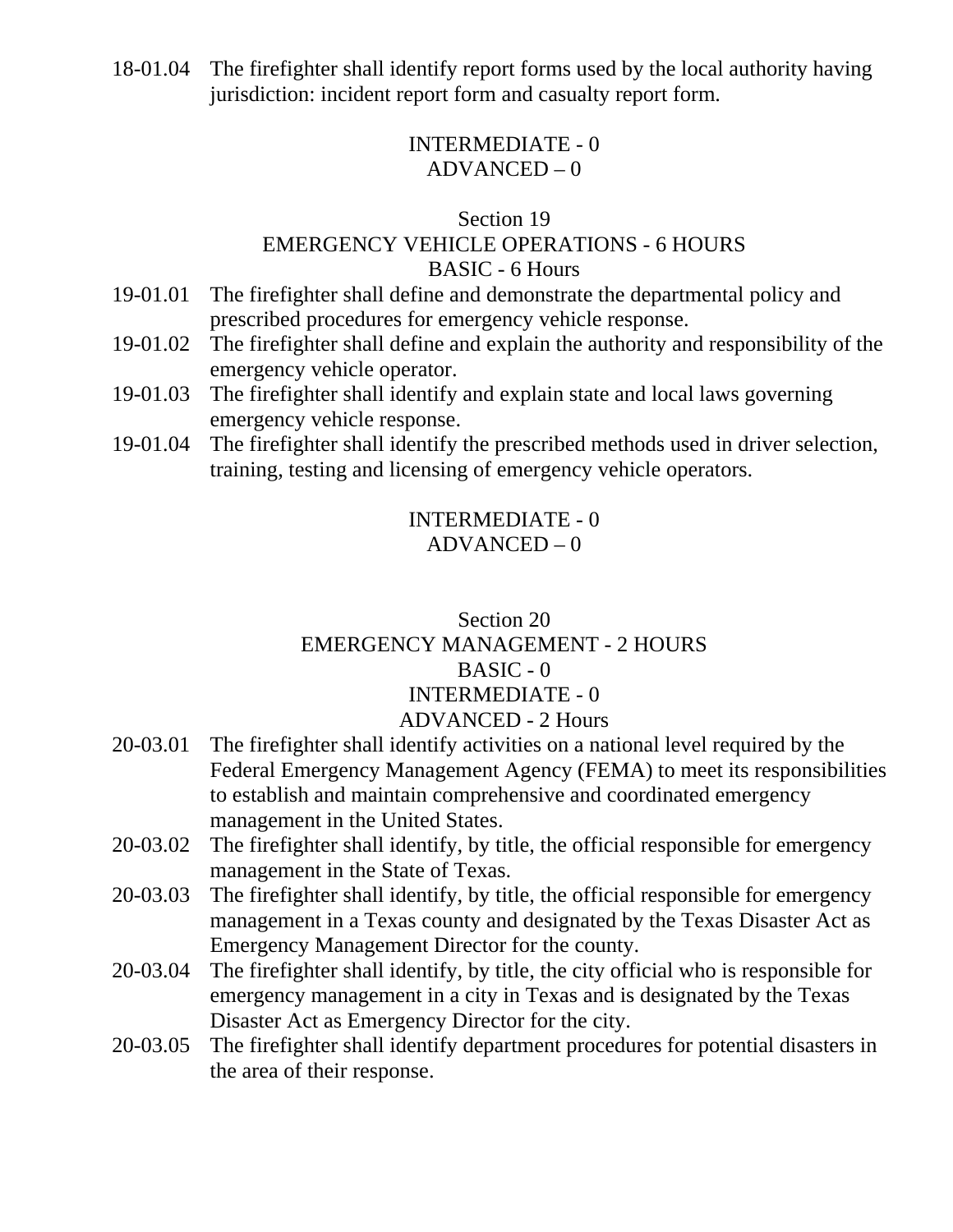18-01.04 The firefighter shall identify report forms used by the local authority having jurisdiction: incident report form and casualty report form.

INTERMEDIATE - 0
ADVANCED – 0

## Section 19
## EMERGENCY VEHICLE OPERATIONS - 6 HOURS
### BASIC - 6 Hours

19-01.01 The firefighter shall define and demonstrate the departmental policy and prescribed procedures for emergency vehicle response.

19-01.02 The firefighter shall define and explain the authority and responsibility of the emergency vehicle operator.

19-01.03 The firefighter shall identify and explain state and local laws governing emergency vehicle response.

19-01.04 The firefighter shall identify the prescribed methods used in driver selection, training, testing and licensing of emergency vehicle operators.

INTERMEDIATE - 0
ADVANCED – 0

## Section 20
## EMERGENCY MANAGEMENT - 2 HOURS

BASIC - 0
INTERMEDIATE - 0

### ADVANCED - 2 Hours

20-03.01 The firefighter shall identify activities on a national level required by the Federal Emergency Management Agency (FEMA) to meet its responsibilities to establish and maintain comprehensive and coordinated emergency management in the United States.

20-03.02 The firefighter shall identify, by title, the official responsible for emergency management in the State of Texas.

20-03.03 The firefighter shall identify, by title, the official responsible for emergency management in a Texas county and designated by the Texas Disaster Act as Emergency Management Director for the county.

20-03.04 The firefighter shall identify, by title, the city official who is responsible for emergency management in a city in Texas and is designated by the Texas Disaster Act as Emergency Director for the city.

20-03.05 The firefighter shall identify department procedures for potential disasters in the area of their response.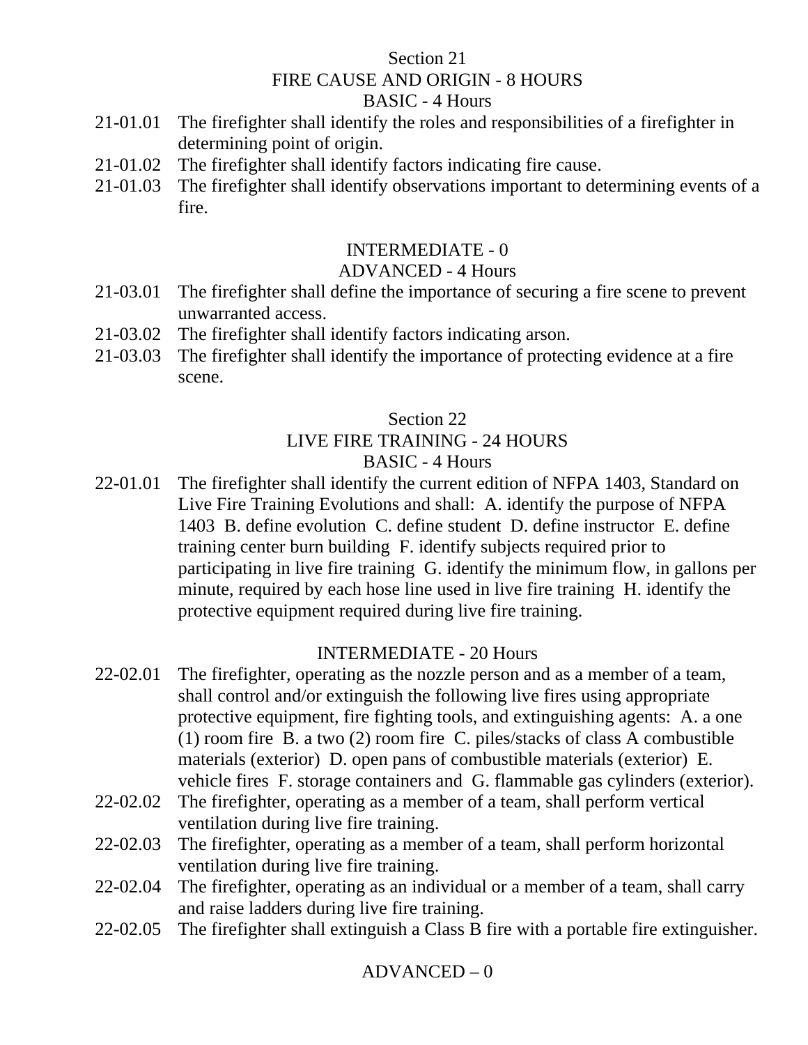## Section 21
## FIRE CAUSE AND ORIGIN - 8 HOURS
### BASIC - 4 Hours

21-01.01 The firefighter shall identify the roles and responsibilities of a firefighter in determining point of origin.

21-01.02 The firefighter shall identify factors indicating fire cause.

21-01.03 The firefighter shall identify observations important to determining events of a fire.

### INTERMEDIATE - 0
### ADVANCED - 4 Hours

21-03.01 The firefighter shall define the importance of securing a fire scene to prevent unwarranted access.

21-03.02 The firefighter shall identify factors indicating arson.

21-03.03 The firefighter shall identify the importance of protecting evidence at a fire scene.

## Section 22
## LIVE FIRE TRAINING - 24 HOURS
### BASIC - 4 Hours

22-01.01 The firefighter shall identify the current edition of NFPA 1403, Standard on Live Fire Training Evolutions and shall: A. identify the purpose of NFPA 1403 B. define evolution C. define student D. define instructor E. define training center burn building F. identify subjects required prior to participating in live fire training G. identify the minimum flow, in gallons per minute, required by each hose line used in live fire training H. identify the protective equipment required during live fire training.

### INTERMEDIATE - 20 Hours

22-02.01 The firefighter, operating as the nozzle person and as a member of a team, shall control and/or extinguish the following live fires using appropriate protective equipment, fire fighting tools, and extinguishing agents: A. a one (1) room fire B. a two (2) room fire C. piles/stacks of class A combustible materials (exterior) D. open pans of combustible materials (exterior) E. vehicle fires F. storage containers and G. flammable gas cylinders (exterior).

22-02.02 The firefighter, operating as a member of a team, shall perform vertical ventilation during live fire training.

22-02.03 The firefighter, operating as a member of a team, shall perform horizontal ventilation during live fire training.

22-02.04 The firefighter, operating as an individual or a member of a team, shall carry and raise ladders during live fire training.

22-02.05 The firefighter shall extinguish a Class B fire with a portable fire extinguisher.

### ADVANCED – 0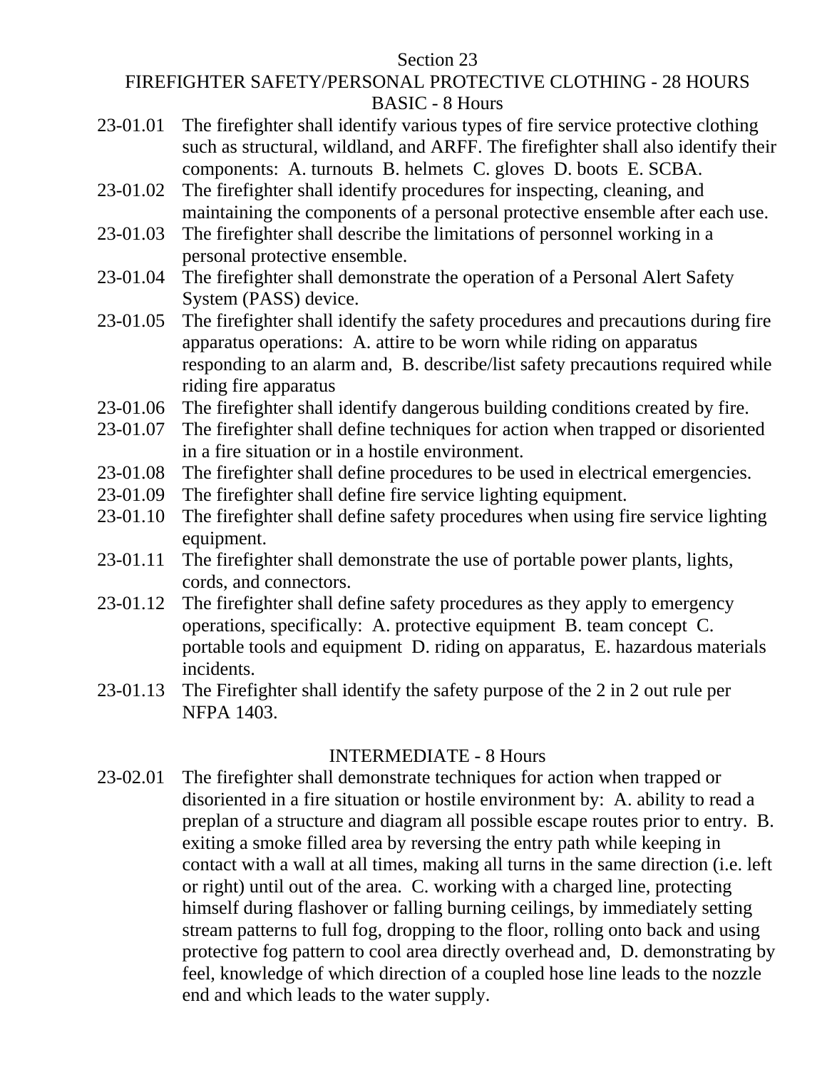# Section 23

## FIREFIGHTER SAFETY/PERSONAL PROTECTIVE CLOTHING - 28 HOURS

### BASIC - 8 Hours

23-01.01 The firefighter shall identify various types of fire service protective clothing such as structural, wildland, and ARFF. The firefighter shall also identify their components: A. turnouts B. helmets C. gloves D. boots E. SCBA.

23-01.02 The firefighter shall identify procedures for inspecting, cleaning, and maintaining the components of a personal protective ensemble after each use.

23-01.03 The firefighter shall describe the limitations of personnel working in a personal protective ensemble.

23-01.04 The firefighter shall demonstrate the operation of a Personal Alert Safety System (PASS) device.

23-01.05 The firefighter shall identify the safety procedures and precautions during fire apparatus operations: A. attire to be worn while riding on apparatus responding to an alarm and, B. describe/list safety precautions required while riding fire apparatus

23-01.06 The firefighter shall identify dangerous building conditions created by fire.

23-01.07 The firefighter shall define techniques for action when trapped or disoriented in a fire situation or in a hostile environment.

23-01.08 The firefighter shall define procedures to be used in electrical emergencies.

23-01.09 The firefighter shall define fire service lighting equipment.

23-01.10 The firefighter shall define safety procedures when using fire service lighting equipment.

23-01.11 The firefighter shall demonstrate the use of portable power plants, lights, cords, and connectors.

23-01.12 The firefighter shall define safety procedures as they apply to emergency operations, specifically: A. protective equipment B. team concept C. portable tools and equipment D. riding on apparatus, E. hazardous materials incidents.

23-01.13 The Firefighter shall identify the safety purpose of the 2 in 2 out rule per NFPA 1403.

### INTERMEDIATE - 8 Hours

23-02.01 The firefighter shall demonstrate techniques for action when trapped or disoriented in a fire situation or hostile environment by: A. ability to read a preplan of a structure and diagram all possible escape routes prior to entry. B. exiting a smoke filled area by reversing the entry path while keeping in contact with a wall at all times, making all turns in the same direction (i.e. left or right) until out of the area. C. working with a charged line, protecting himself during flashover or falling burning ceilings, by immediately setting stream patterns to full fog, dropping to the floor, rolling onto back and using protective fog pattern to cool area directly overhead and, D. demonstrating by feel, knowledge of which direction of a coupled hose line leads to the nozzle end and which leads to the water supply.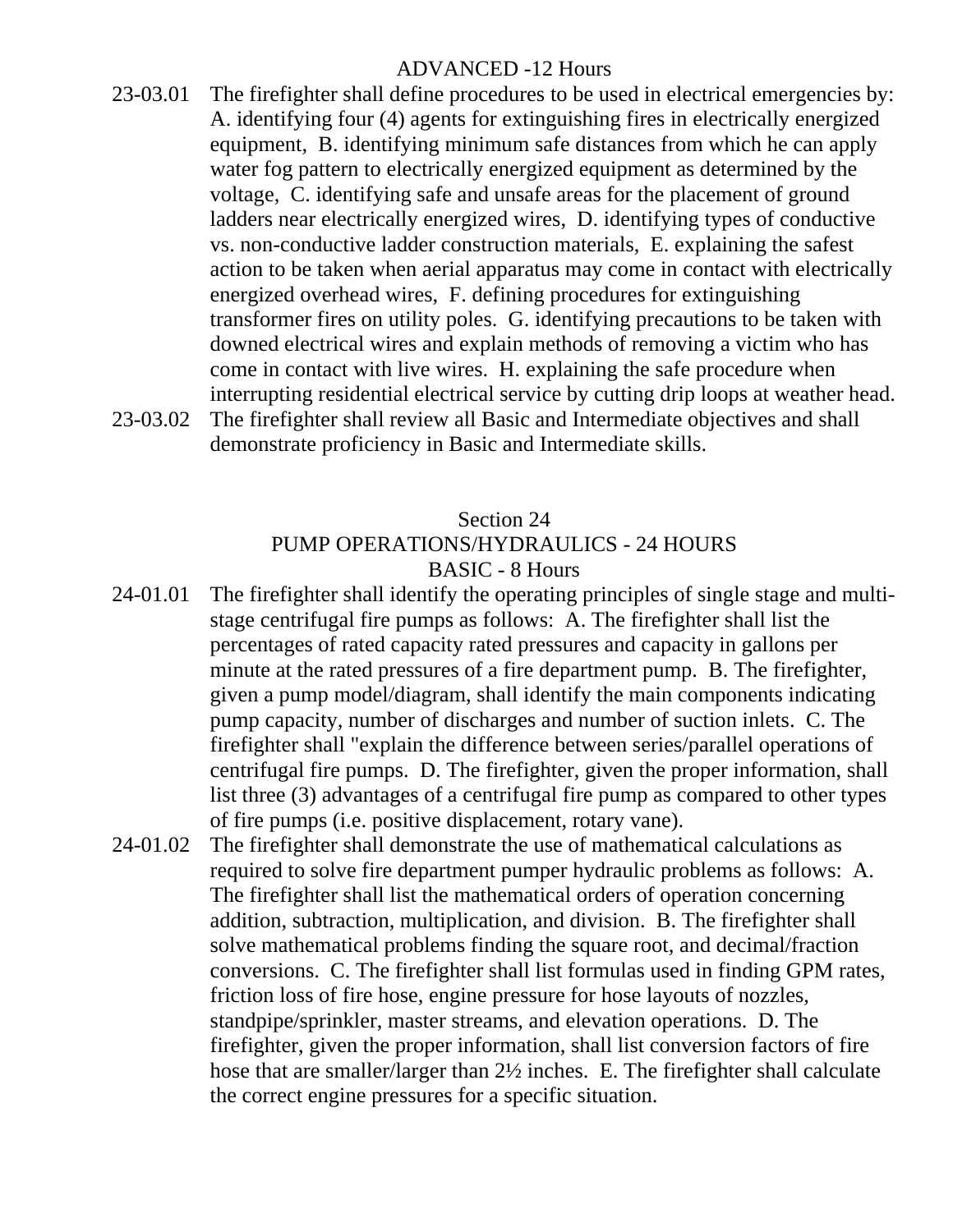### ADVANCED -12 Hours

23-03.01 The firefighter shall define procedures to be used in electrical emergencies by: A. identifying four (4) agents for extinguishing fires in electrically energized equipment, B. identifying minimum safe distances from which he can apply water fog pattern to electrically energized equipment as determined by the voltage, C. identifying safe and unsafe areas for the placement of ground ladders near electrically energized wires, D. identifying types of conductive vs. non-conductive ladder construction materials, E. explaining the safest action to be taken when aerial apparatus may come in contact with electrically energized overhead wires, F. defining procedures for extinguishing transformer fires on utility poles. G. identifying precautions to be taken with downed electrical wires and explain methods of removing a victim who has come in contact with live wires. H. explaining the safe procedure when interrupting residential electrical service by cutting drip loops at weather head.

23-03.02 The firefighter shall review all Basic and Intermediate objectives and shall demonstrate proficiency in Basic and Intermediate skills.

## Section 24
## PUMP OPERATIONS/HYDRAULICS - 24 HOURS
### BASIC - 8 Hours

24-01.01 The firefighter shall identify the operating principles of single stage and multi-stage centrifugal fire pumps as follows: A. The firefighter shall list the percentages of rated capacity rated pressures and capacity in gallons per minute at the rated pressures of a fire department pump. B. The firefighter, given a pump model/diagram, shall identify the main components indicating pump capacity, number of discharges and number of suction inlets. C. The firefighter shall "explain the difference between series/parallel operations of centrifugal fire pumps. D. The firefighter, given the proper information, shall list three (3) advantages of a centrifugal fire pump as compared to other types of fire pumps (i.e. positive displacement, rotary vane).

24-01.02 The firefighter shall demonstrate the use of mathematical calculations as required to solve fire department pumper hydraulic problems as follows: A. The firefighter shall list the mathematical orders of operation concerning addition, subtraction, multiplication, and division. B. The firefighter shall solve mathematical problems finding the square root, and decimal/fraction conversions. C. The firefighter shall list formulas used in finding GPM rates, friction loss of fire hose, engine pressure for hose layouts of nozzles, standpipe/sprinkler, master streams, and elevation operations. D. The firefighter, given the proper information, shall list conversion factors of fire hose that are smaller/larger than 2½ inches. E. The firefighter shall calculate the correct engine pressures for a specific situation.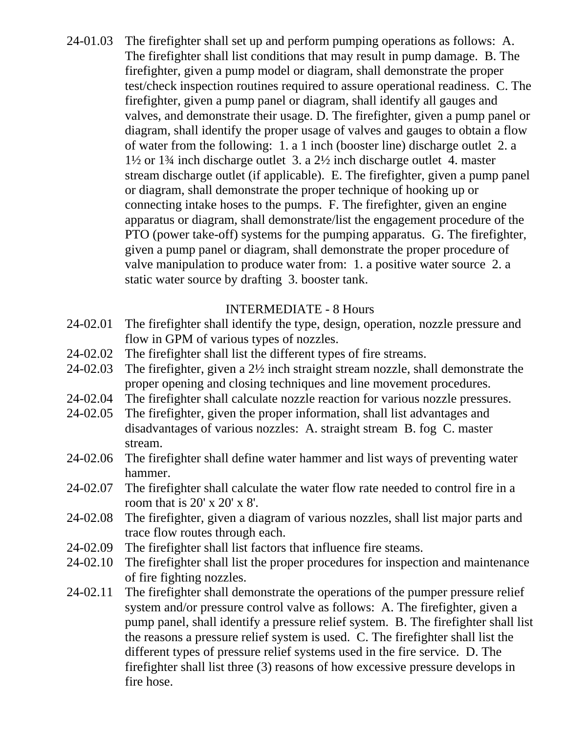24-01.03 The firefighter shall set up and perform pumping operations as follows: A. The firefighter shall list conditions that may result in pump damage. B. The firefighter, given a pump model or diagram, shall demonstrate the proper test/check inspection routines required to assure operational readiness. C. The firefighter, given a pump panel or diagram, shall identify all gauges and valves, and demonstrate their usage. D. The firefighter, given a pump panel or diagram, shall identify the proper usage of valves and gauges to obtain a flow of water from the following: 1. a 1 inch (booster line) discharge outlet 2. a 1½ or 1¾ inch discharge outlet 3. a 2½ inch discharge outlet 4. master stream discharge outlet (if applicable). E. The firefighter, given a pump panel or diagram, shall demonstrate the proper technique of hooking up or connecting intake hoses to the pumps. F. The firefighter, given an engine apparatus or diagram, shall demonstrate/list the engagement procedure of the PTO (power take-off) systems for the pumping apparatus. G. The firefighter, given a pump panel or diagram, shall demonstrate the proper procedure of valve manipulation to produce water from: 1. a positive water source 2. a static water source by drafting 3. booster tank.

INTERMEDIATE - 8 Hours

24-02.01 The firefighter shall identify the type, design, operation, nozzle pressure and flow in GPM of various types of nozzles.

24-02.02 The firefighter shall list the different types of fire streams.

24-02.03 The firefighter, given a 2½ inch straight stream nozzle, shall demonstrate the proper opening and closing techniques and line movement procedures.

24-02.04 The firefighter shall calculate nozzle reaction for various nozzle pressures.

24-02.05 The firefighter, given the proper information, shall list advantages and disadvantages of various nozzles: A. straight stream B. fog C. master stream.

24-02.06 The firefighter shall define water hammer and list ways of preventing water hammer.

24-02.07 The firefighter shall calculate the water flow rate needed to control fire in a room that is 20' x 20' x 8'.

24-02.08 The firefighter, given a diagram of various nozzles, shall list major parts and trace flow routes through each.

24-02.09 The firefighter shall list factors that influence fire steams.

24-02.10 The firefighter shall list the proper procedures for inspection and maintenance of fire fighting nozzles.

24-02.11 The firefighter shall demonstrate the operations of the pumper pressure relief system and/or pressure control valve as follows: A. The firefighter, given a pump panel, shall identify a pressure relief system. B. The firefighter shall list the reasons a pressure relief system is used. C. The firefighter shall list the different types of pressure relief systems used in the fire service. D. The firefighter shall list three (3) reasons of how excessive pressure develops in fire hose.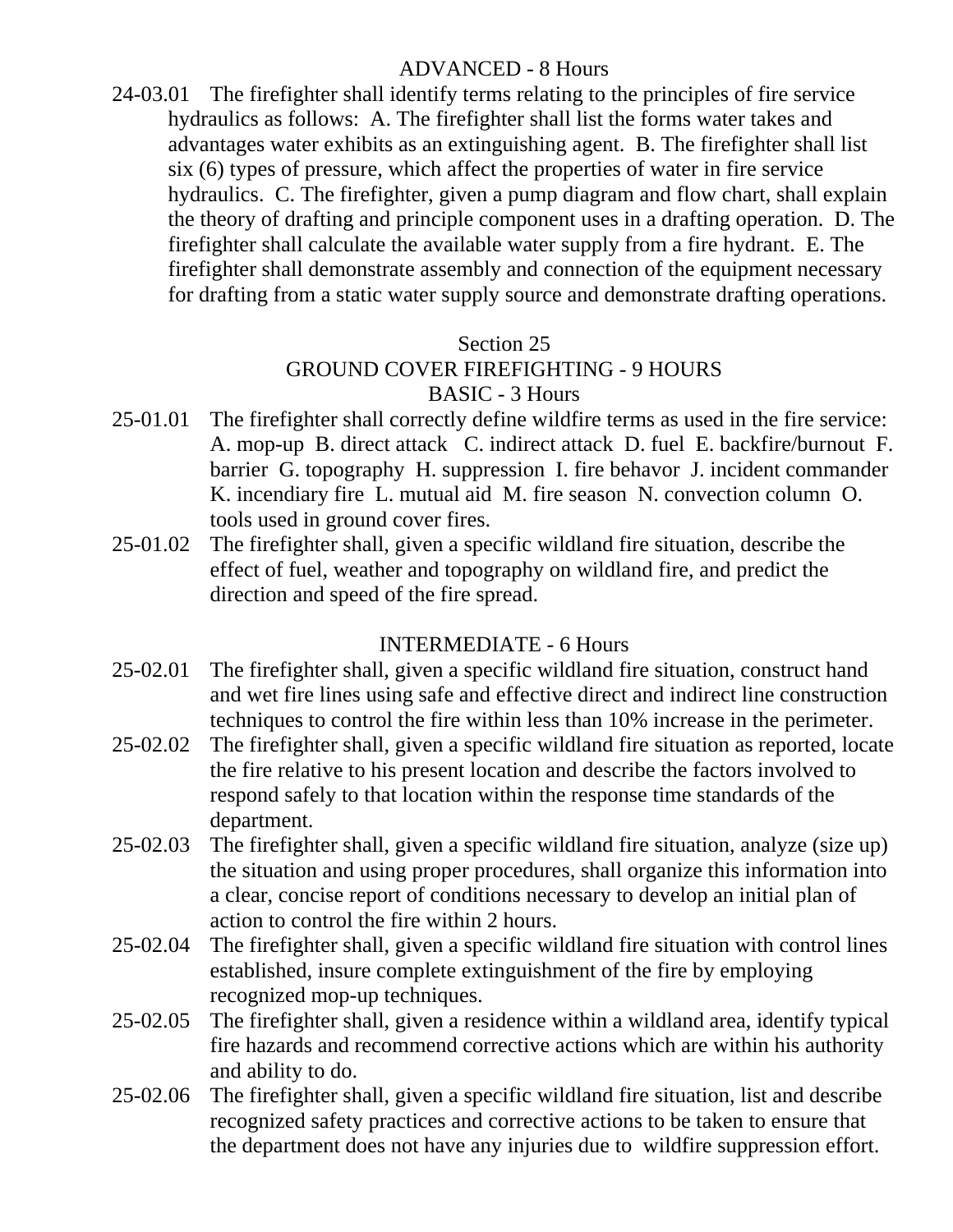ADVANCED - 8 Hours

24-03.01 The firefighter shall identify terms relating to the principles of fire service hydraulics as follows: A. The firefighter shall list the forms water takes and advantages water exhibits as an extinguishing agent. B. The firefighter shall list six (6) types of pressure, which affect the properties of water in fire service hydraulics. C. The firefighter, given a pump diagram and flow chart, shall explain the theory of drafting and principle component uses in a drafting operation. D. The firefighter shall calculate the available water supply from a fire hydrant. E. The firefighter shall demonstrate assembly and connection of the equipment necessary for drafting from a static water supply source and demonstrate drafting operations.

## Section 25

## GROUND COVER FIREFIGHTING - 9 HOURS

### BASIC - 3 Hours

25-01.01 The firefighter shall correctly define wildfire terms as used in the fire service: A. mop-up B. direct attack C. indirect attack D. fuel E. backfire/burnout F. barrier G. topography H. suppression I. fire behavor J. incident commander K. incendiary fire L. mutual aid M. fire season N. convection column O. tools used in ground cover fires.

25-01.02 The firefighter shall, given a specific wildland fire situation, describe the effect of fuel, weather and topography on wildland fire, and predict the direction and speed of the fire spread.

### INTERMEDIATE - 6 Hours

25-02.01 The firefighter shall, given a specific wildland fire situation, construct hand and wet fire lines using safe and effective direct and indirect line construction techniques to control the fire within less than 10% increase in the perimeter.

25-02.02 The firefighter shall, given a specific wildland fire situation as reported, locate the fire relative to his present location and describe the factors involved to respond safely to that location within the response time standards of the department.

25-02.03 The firefighter shall, given a specific wildland fire situation, analyze (size up) the situation and using proper procedures, shall organize this information into a clear, concise report of conditions necessary to develop an initial plan of action to control the fire within 2 hours.

25-02.04 The firefighter shall, given a specific wildland fire situation with control lines established, insure complete extinguishment of the fire by employing recognized mop-up techniques.

25-02.05 The firefighter shall, given a residence within a wildland area, identify typical fire hazards and recommend corrective actions which are within his authority and ability to do.

25-02.06 The firefighter shall, given a specific wildland fire situation, list and describe recognized safety practices and corrective actions to be taken to ensure that the department does not have any injuries due to wildfire suppression effort.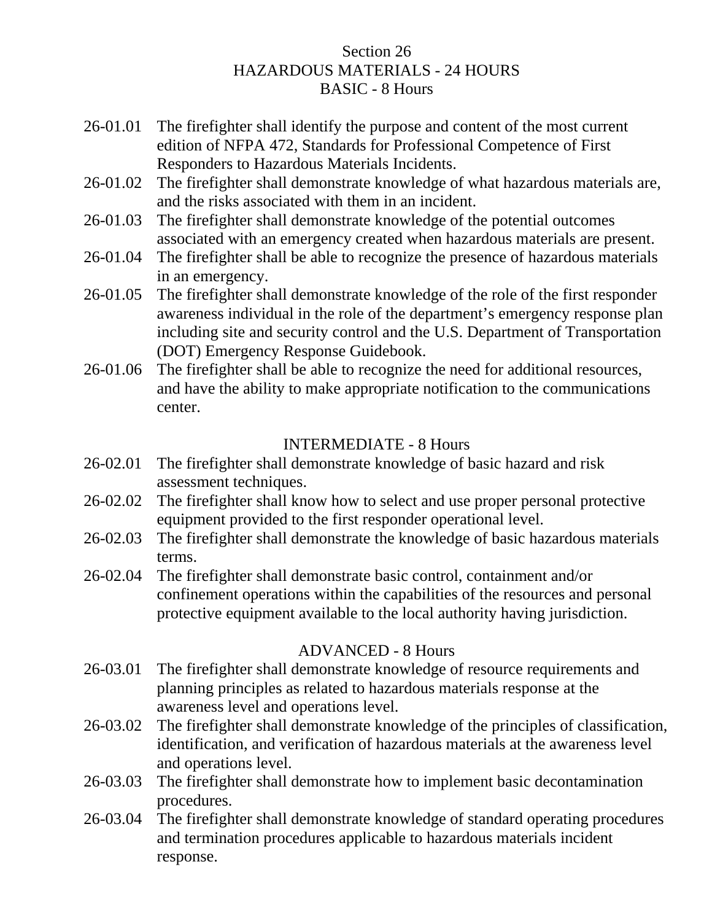# Section 26
# HAZARDOUS MATERIALS - 24 HOURS

## BASIC - 8 Hours

26-01.01 The firefighter shall identify the purpose and content of the most current edition of NFPA 472, Standards for Professional Competence of First Responders to Hazardous Materials Incidents.

26-01.02 The firefighter shall demonstrate knowledge of what hazardous materials are, and the risks associated with them in an incident.

26-01.03 The firefighter shall demonstrate knowledge of the potential outcomes associated with an emergency created when hazardous materials are present.

26-01.04 The firefighter shall be able to recognize the presence of hazardous materials in an emergency.

26-01.05 The firefighter shall demonstrate knowledge of the role of the first responder awareness individual in the role of the department's emergency response plan including site and security control and the U.S. Department of Transportation (DOT) Emergency Response Guidebook.

26-01.06 The firefighter shall be able to recognize the need for additional resources, and have the ability to make appropriate notification to the communications center.

## INTERMEDIATE - 8 Hours

26-02.01 The firefighter shall demonstrate knowledge of basic hazard and risk assessment techniques.

26-02.02 The firefighter shall know how to select and use proper personal protective equipment provided to the first responder operational level.

26-02.03 The firefighter shall demonstrate the knowledge of basic hazardous materials terms.

26-02.04 The firefighter shall demonstrate basic control, containment and/or confinement operations within the capabilities of the resources and personal protective equipment available to the local authority having jurisdiction.

## ADVANCED - 8 Hours

26-03.01 The firefighter shall demonstrate knowledge of resource requirements and planning principles as related to hazardous materials response at the awareness level and operations level.

26-03.02 The firefighter shall demonstrate knowledge of the principles of classification, identification, and verification of hazardous materials at the awareness level and operations level.

26-03.03 The firefighter shall demonstrate how to implement basic decontamination procedures.

26-03.04 The firefighter shall demonstrate knowledge of standard operating procedures and termination procedures applicable to hazardous materials incident response.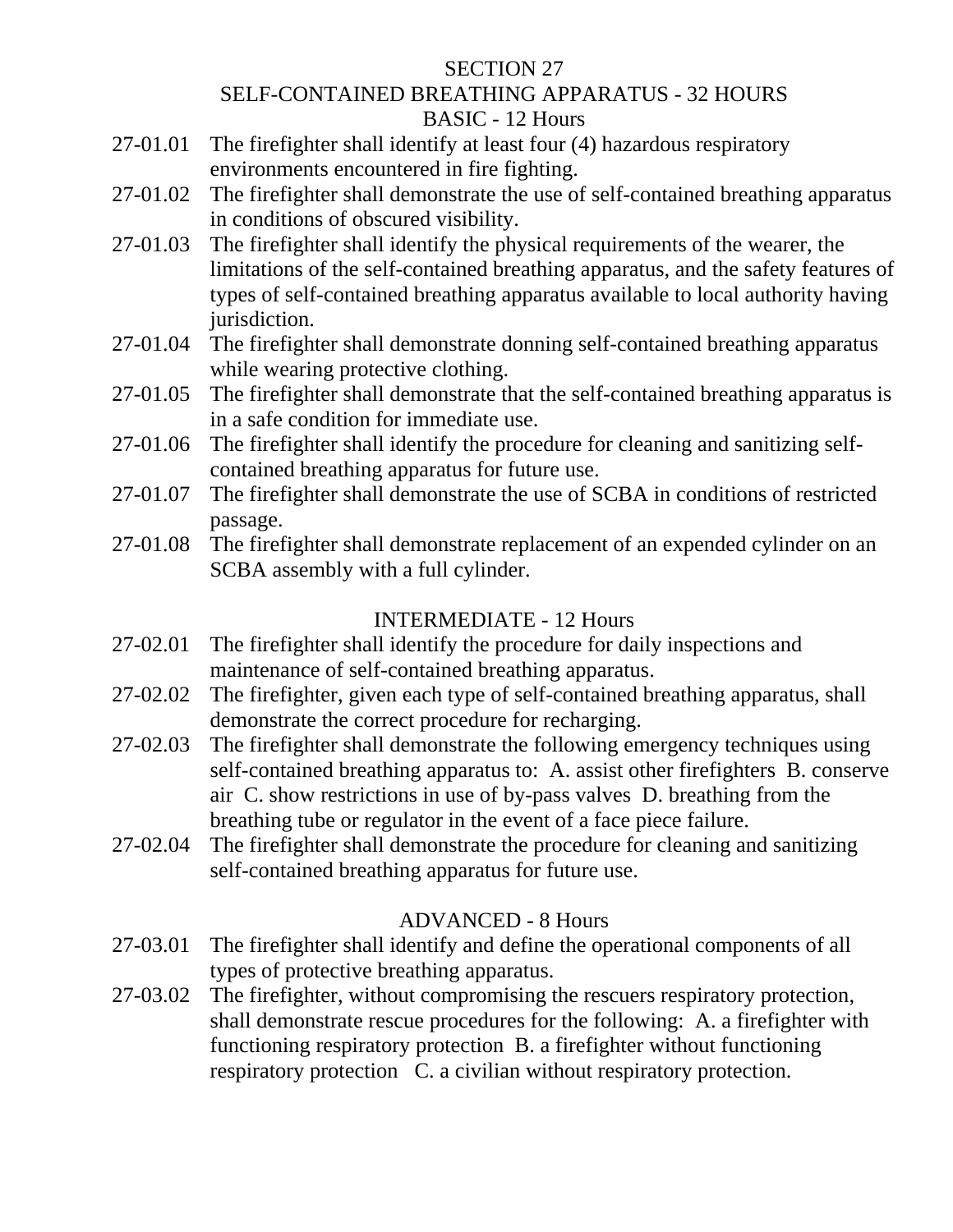# SECTION 27
## SELF-CONTAINED BREATHING APPARATUS - 32 HOURS

### BASIC - 12 Hours

27-01.01 The firefighter shall identify at least four (4) hazardous respiratory environments encountered in fire fighting.

27-01.02 The firefighter shall demonstrate the use of self-contained breathing apparatus in conditions of obscured visibility.

27-01.03 The firefighter shall identify the physical requirements of the wearer, the limitations of the self-contained breathing apparatus, and the safety features of types of self-contained breathing apparatus available to local authority having jurisdiction.

27-01.04 The firefighter shall demonstrate donning self-contained breathing apparatus while wearing protective clothing.

27-01.05 The firefighter shall demonstrate that the self-contained breathing apparatus is in a safe condition for immediate use.

27-01.06 The firefighter shall identify the procedure for cleaning and sanitizing self-contained breathing apparatus for future use.

27-01.07 The firefighter shall demonstrate the use of SCBA in conditions of restricted passage.

27-01.08 The firefighter shall demonstrate replacement of an expended cylinder on an SCBA assembly with a full cylinder.

### INTERMEDIATE - 12 Hours

27-02.01 The firefighter shall identify the procedure for daily inspections and maintenance of self-contained breathing apparatus.

27-02.02 The firefighter, given each type of self-contained breathing apparatus, shall demonstrate the correct procedure for recharging.

27-02.03 The firefighter shall demonstrate the following emergency techniques using self-contained breathing apparatus to: A. assist other firefighters B. conserve air C. show restrictions in use of by-pass valves D. breathing from the breathing tube or regulator in the event of a face piece failure.

27-02.04 The firefighter shall demonstrate the procedure for cleaning and sanitizing self-contained breathing apparatus for future use.

### ADVANCED - 8 Hours

27-03.01 The firefighter shall identify and define the operational components of all types of protective breathing apparatus.

27-03.02 The firefighter, without compromising the rescuers respiratory protection, shall demonstrate rescue procedures for the following: A. a firefighter with functioning respiratory protection B. a firefighter without functioning respiratory protection C. a civilian without respiratory protection.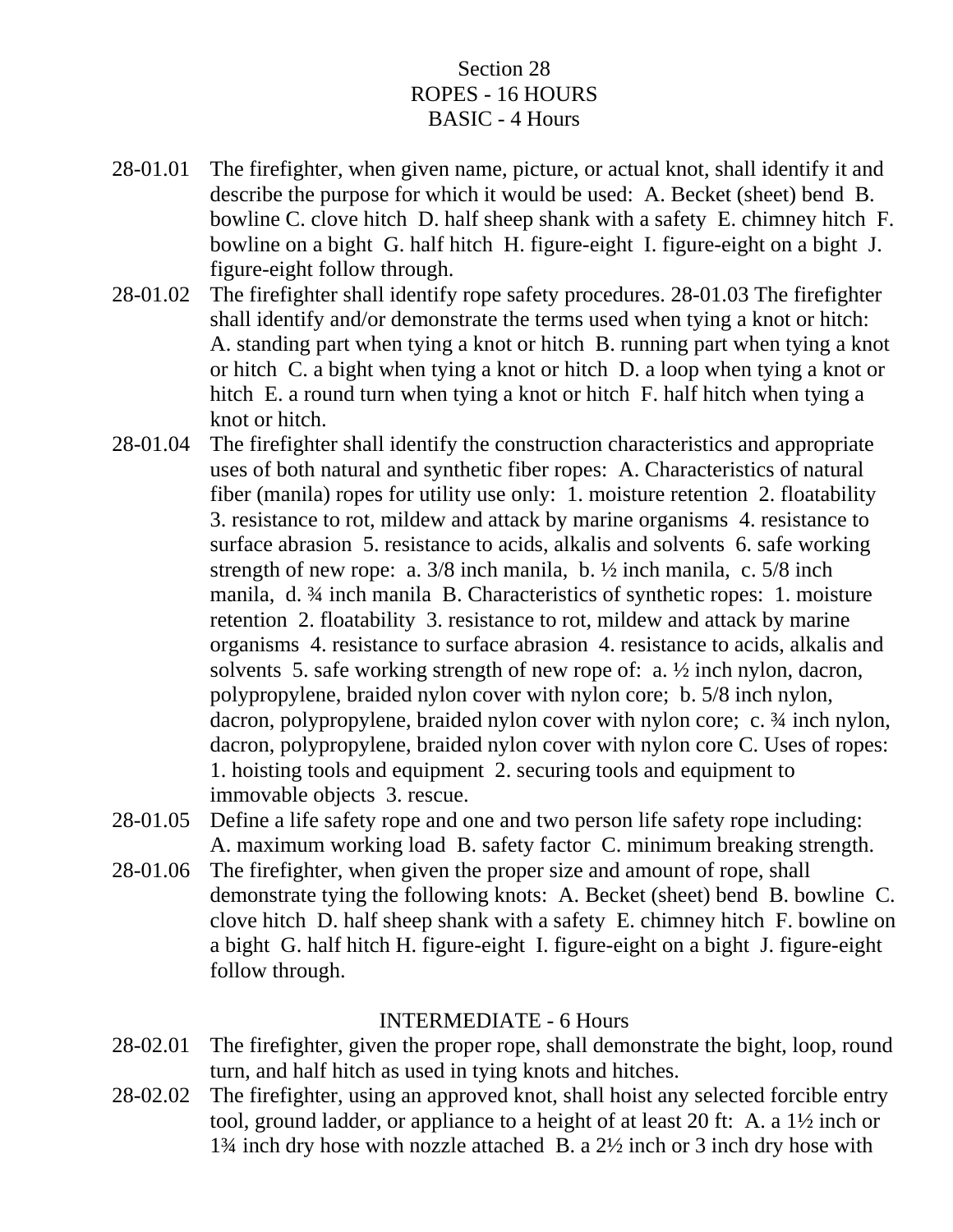# Section 28
## ROPES - 16 HOURS
### BASIC - 4 Hours

28-01.01 The firefighter, when given name, picture, or actual knot, shall identify it and describe the purpose for which it would be used: A. Becket (sheet) bend B. bowline C. clove hitch D. half sheep shank with a safety E. chimney hitch F. bowline on a bight G. half hitch H. figure-eight I. figure-eight on a bight J. figure-eight follow through.

28-01.02 The firefighter shall identify rope safety procedures. 28-01.03 The firefighter shall identify and/or demonstrate the terms used when tying a knot or hitch: A. standing part when tying a knot or hitch B. running part when tying a knot or hitch C. a bight when tying a knot or hitch D. a loop when tying a knot or hitch E. a round turn when tying a knot or hitch F. half hitch when tying a knot or hitch.

28-01.04 The firefighter shall identify the construction characteristics and appropriate uses of both natural and synthetic fiber ropes: A. Characteristics of natural fiber (manila) ropes for utility use only: 1. moisture retention 2. floatability 3. resistance to rot, mildew and attack by marine organisms 4. resistance to surface abrasion 5. resistance to acids, alkalis and solvents 6. safe working strength of new rope: a. 3/8 inch manila, b. ½ inch manila, c. 5/8 inch manila, d. ¾ inch manila B. Characteristics of synthetic ropes: 1. moisture retention 2. floatability 3. resistance to rot, mildew and attack by marine organisms 4. resistance to surface abrasion 4. resistance to acids, alkalis and solvents 5. safe working strength of new rope of: a. ½ inch nylon, dacron, polypropylene, braided nylon cover with nylon core; b. 5/8 inch nylon, dacron, polypropylene, braided nylon cover with nylon core; c. ¾ inch nylon, dacron, polypropylene, braided nylon cover with nylon core C. Uses of ropes: 1. hoisting tools and equipment 2. securing tools and equipment to immovable objects 3. rescue.

28-01.05 Define a life safety rope and one and two person life safety rope including: A. maximum working load B. safety factor C. minimum breaking strength.

28-01.06 The firefighter, when given the proper size and amount of rope, shall demonstrate tying the following knots: A. Becket (sheet) bend B. bowline C. clove hitch D. half sheep shank with a safety E. chimney hitch F. bowline on a bight G. half hitch H. figure-eight I. figure-eight on a bight J. figure-eight follow through.

### INTERMEDIATE - 6 Hours

28-02.01 The firefighter, given the proper rope, shall demonstrate the bight, loop, round turn, and half hitch as used in tying knots and hitches.

28-02.02 The firefighter, using an approved knot, shall hoist any selected forcible entry tool, ground ladder, or appliance to a height of at least 20 ft: A. a 1½ inch or 1¾ inch dry hose with nozzle attached B. a 2½ inch or 3 inch dry hose with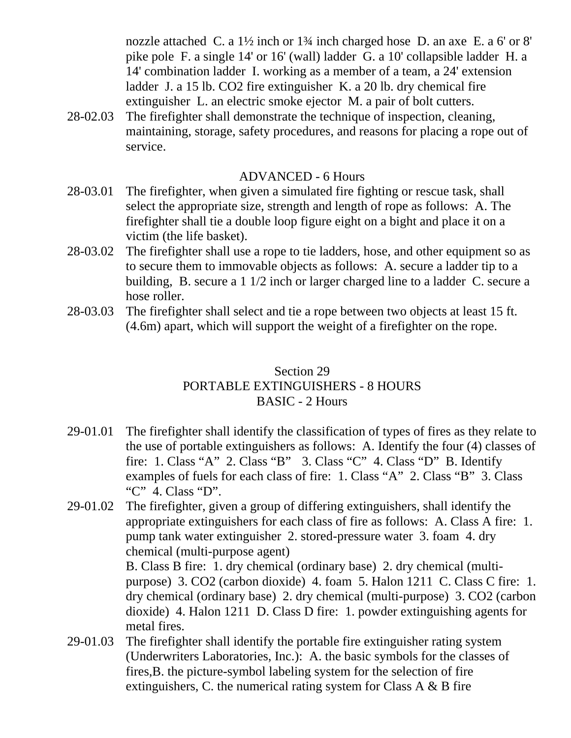nozzle attached C. a 1½ inch or 1¾ inch charged hose D. an axe E. a 6' or 8' pike pole F. a single 14' or 16' (wall) ladder G. a 10' collapsible ladder H. a 14' combination ladder I. working as a member of a team, a 24' extension ladder J. a 15 lb. $CO_2$ fire extinguisher K. a 20 lb. dry chemical fire extinguisher L. an electric smoke ejector M. a pair of bolt cutters.

28-02.03 The firefighter shall demonstrate the technique of inspection, cleaning, maintaining, storage, safety procedures, and reasons for placing a rope out of service.

ADVANCED - 6 Hours

28-03.01 The firefighter, when given a simulated fire fighting or rescue task, shall select the appropriate size, strength and length of rope as follows: A. The firefighter shall tie a double loop figure eight on a bight and place it on a victim (the life basket).

28-03.02 The firefighter shall use a rope to tie ladders, hose, and other equipment so as to secure them to immovable objects as follows: A. secure a ladder tip to a building, B. secure a 1 1/2 inch or larger charged line to a ladder C. secure a hose roller.

28-03.03 The firefighter shall select and tie a rope between two objects at least 15 ft. (4.6m) apart, which will support the weight of a firefighter on the rope.

## Section 29
## PORTABLE EXTINGUISHERS - 8 HOURS
### BASIC - 2 Hours

29-01.01 The firefighter shall identify the classification of types of fires as they relate to the use of portable extinguishers as follows: A. Identify the four (4) classes of fire: 1. Class “A” 2. Class “B” 3. Class “C” 4. Class “D” B. Identify examples of fuels for each class of fire: 1. Class “A” 2. Class “B” 3. Class “C” 4. Class “D”.

29-01.02 The firefighter, given a group of differing extinguishers, shall identify the appropriate extinguishers for each class of fire as follows: A. Class A fire: 1. pump tank water extinguisher 2. stored-pressure water 3. foam 4. dry chemical (multi-purpose agent)
B. Class B fire: 1. dry chemical (ordinary base) 2. dry chemical (multi-purpose) 3. $CO_2$ (carbon dioxide) 4. foam 5. Halon 1211 C. Class C fire: 1. dry chemical (ordinary base) 2. dry chemical (multi-purpose) 3. $CO_2$ (carbon dioxide) 4. Halon 1211 D. Class D fire: 1. powder extinguishing agents for metal fires.

29-01.03 The firefighter shall identify the portable fire extinguisher rating system (Underwriters Laboratories, Inc.): A. the basic symbols for the classes of fires,B. the picture-symbol labeling system for the selection of fire extinguishers, C. the numerical rating system for Class A & B fire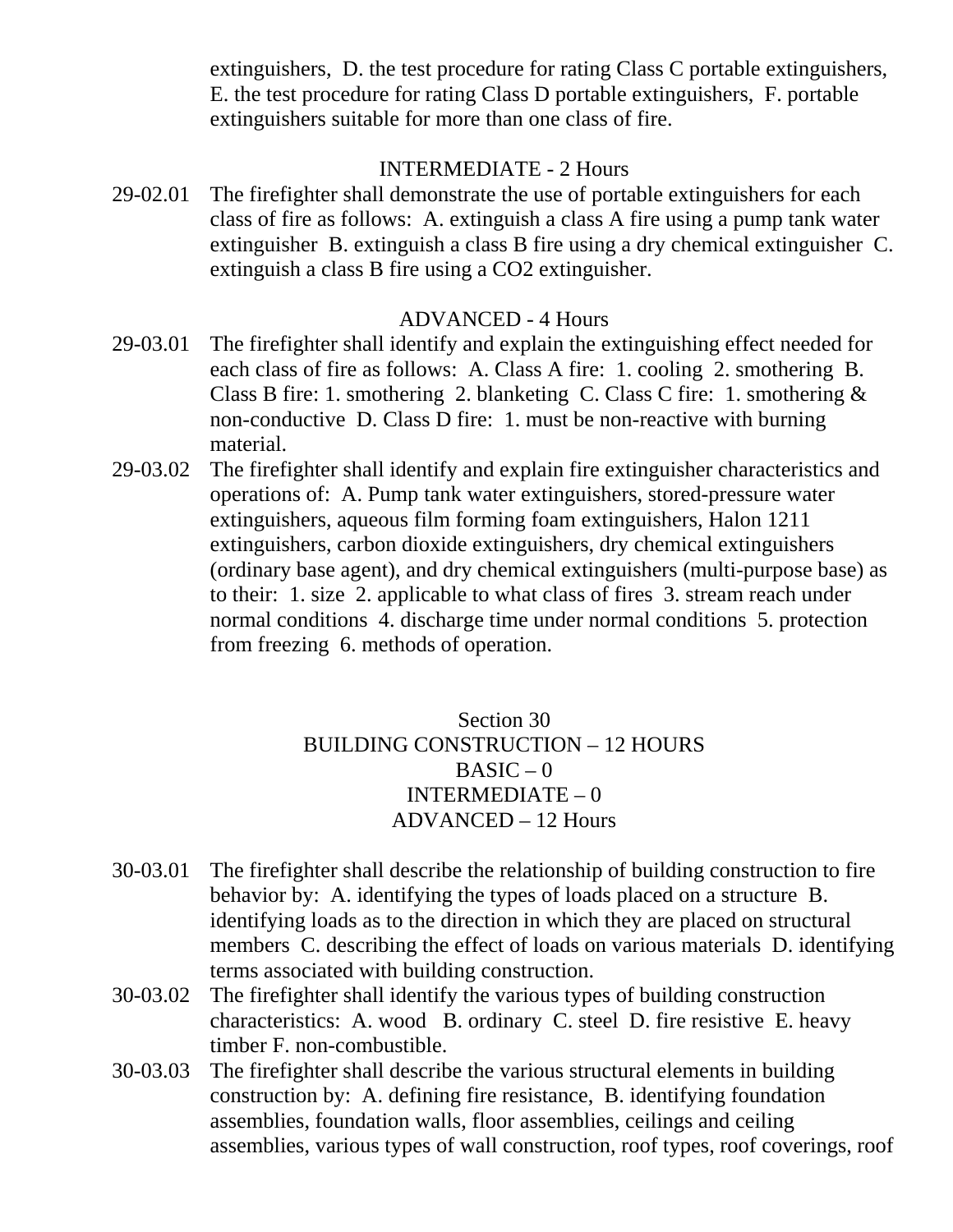extinguishers, D. the test procedure for rating Class C portable extinguishers, E. the test procedure for rating Class D portable extinguishers, F. portable extinguishers suitable for more than one class of fire.

INTERMEDIATE - 2 Hours

29-02.01 The firefighter shall demonstrate the use of portable extinguishers for each class of fire as follows: A. extinguish a class A fire using a pump tank water extinguisher B. extinguish a class B fire using a dry chemical extinguisher C. extinguish a class B fire using a $CO_2$ extinguisher.

ADVANCED - 4 Hours

29-03.01 The firefighter shall identify and explain the extinguishing effect needed for each class of fire as follows: A. Class A fire: 1. cooling 2. smothering B. Class B fire: 1. smothering 2. blanketing C. Class C fire: 1. smothering & non-conductive D. Class D fire: 1. must be non-reactive with burning material.

29-03.02 The firefighter shall identify and explain fire extinguisher characteristics and operations of: A. Pump tank water extinguishers, stored-pressure water extinguishers, aqueous film forming foam extinguishers, Halon 1211 extinguishers, carbon dioxide extinguishers, dry chemical extinguishers (ordinary base agent), and dry chemical extinguishers (multi-purpose base) as to their: 1. size 2. applicable to what class of fires 3. stream reach under normal conditions 4. discharge time under normal conditions 5. protection from freezing 6. methods of operation.

## Section 30
## BUILDING CONSTRUCTION – 12 HOURS

BASIC – 0
INTERMEDIATE – 0
ADVANCED – 12 Hours

30-03.01 The firefighter shall describe the relationship of building construction to fire behavior by: A. identifying the types of loads placed on a structure B. identifying loads as to the direction in which they are placed on structural members C. describing the effect of loads on various materials D. identifying terms associated with building construction.

30-03.02 The firefighter shall identify the various types of building construction characteristics: A. wood B. ordinary C. steel D. fire resistive E. heavy timber F. non-combustible.

30-03.03 The firefighter shall describe the various structural elements in building construction by: A. defining fire resistance, B. identifying foundation assemblies, foundation walls, floor assemblies, ceilings and ceiling assemblies, various types of wall construction, roof types, roof coverings, roof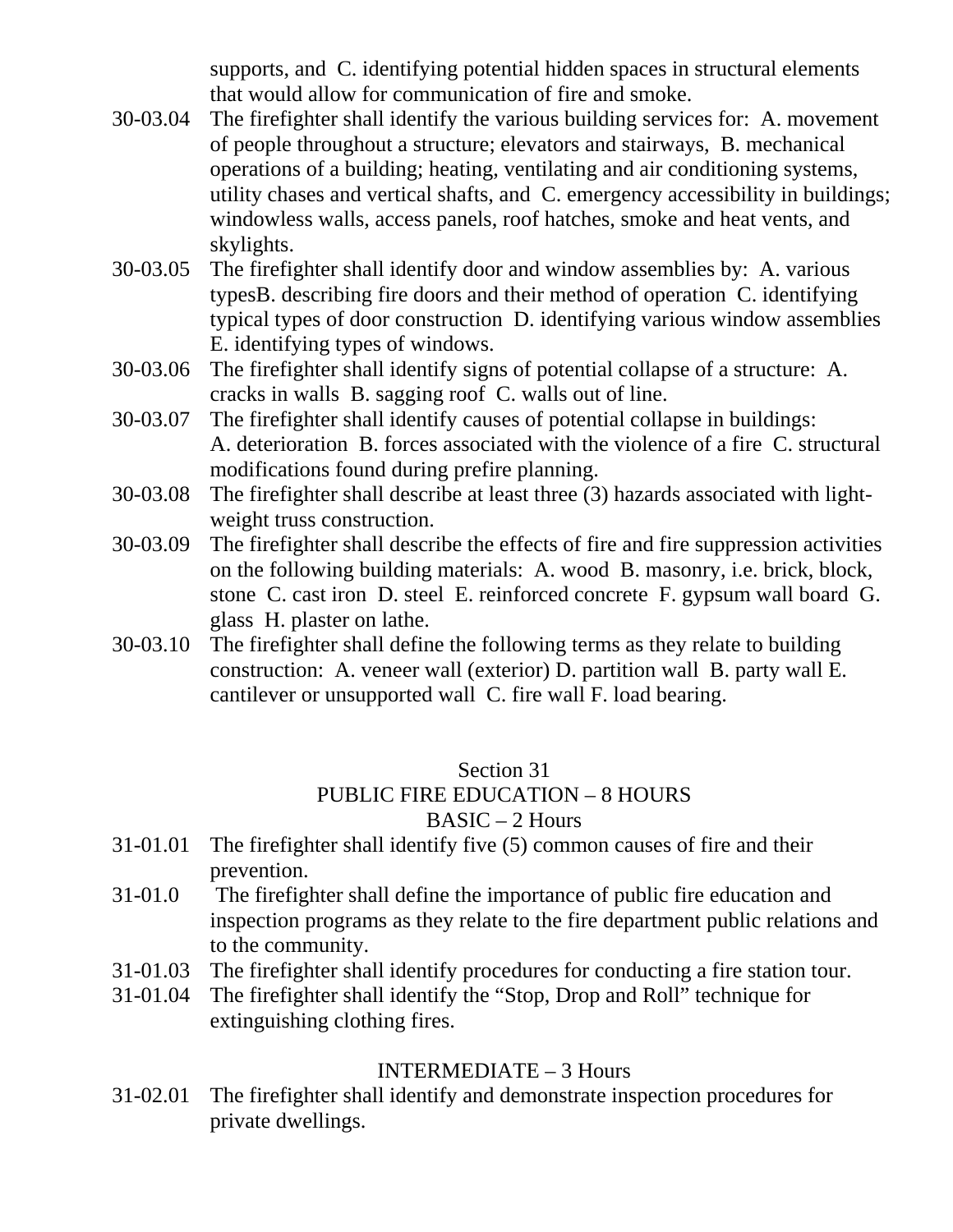supports, and C. identifying potential hidden spaces in structural elements that would allow for communication of fire and smoke.

30-03.04 The firefighter shall identify the various building services for: A. movement of people throughout a structure; elevators and stairways, B. mechanical operations of a building; heating, ventilating and air conditioning systems, utility chases and vertical shafts, and C. emergency accessibility in buildings; windowless walls, access panels, roof hatches, smoke and heat vents, and skylights.

30-03.05 The firefighter shall identify door and window assemblies by: A. various typesB. describing fire doors and their method of operation C. identifying typical types of door construction D. identifying various window assemblies E. identifying types of windows.

30-03.06 The firefighter shall identify signs of potential collapse of a structure: A. cracks in walls B. sagging roof C. walls out of line.

30-03.07 The firefighter shall identify causes of potential collapse in buildings: A. deterioration B. forces associated with the violence of a fire C. structural modifications found during prefire planning.

30-03.08 The firefighter shall describe at least three (3) hazards associated with light-weight truss construction.

30-03.09 The firefighter shall describe the effects of fire and fire suppression activities on the following building materials: A. wood B. masonry, i.e. brick, block, stone C. cast iron D. steel E. reinforced concrete F. gypsum wall board G. glass H. plaster on lathe.

30-03.10 The firefighter shall define the following terms as they relate to building construction: A. veneer wall (exterior) D. partition wall B. party wall E. cantilever or unsupported wall C. fire wall F. load bearing.

## Section 31
## PUBLIC FIRE EDUCATION – 8 HOURS
### BASIC – 2 Hours

31-01.01 The firefighter shall identify five (5) common causes of fire and their prevention.

31-01.0 The firefighter shall define the importance of public fire education and inspection programs as they relate to the fire department public relations and to the community.

31-01.03 The firefighter shall identify procedures for conducting a fire station tour.

31-01.04 The firefighter shall identify the “Stop, Drop and Roll” technique for extinguishing clothing fires.

### INTERMEDIATE – 3 Hours

31-02.01 The firefighter shall identify and demonstrate inspection procedures for private dwellings.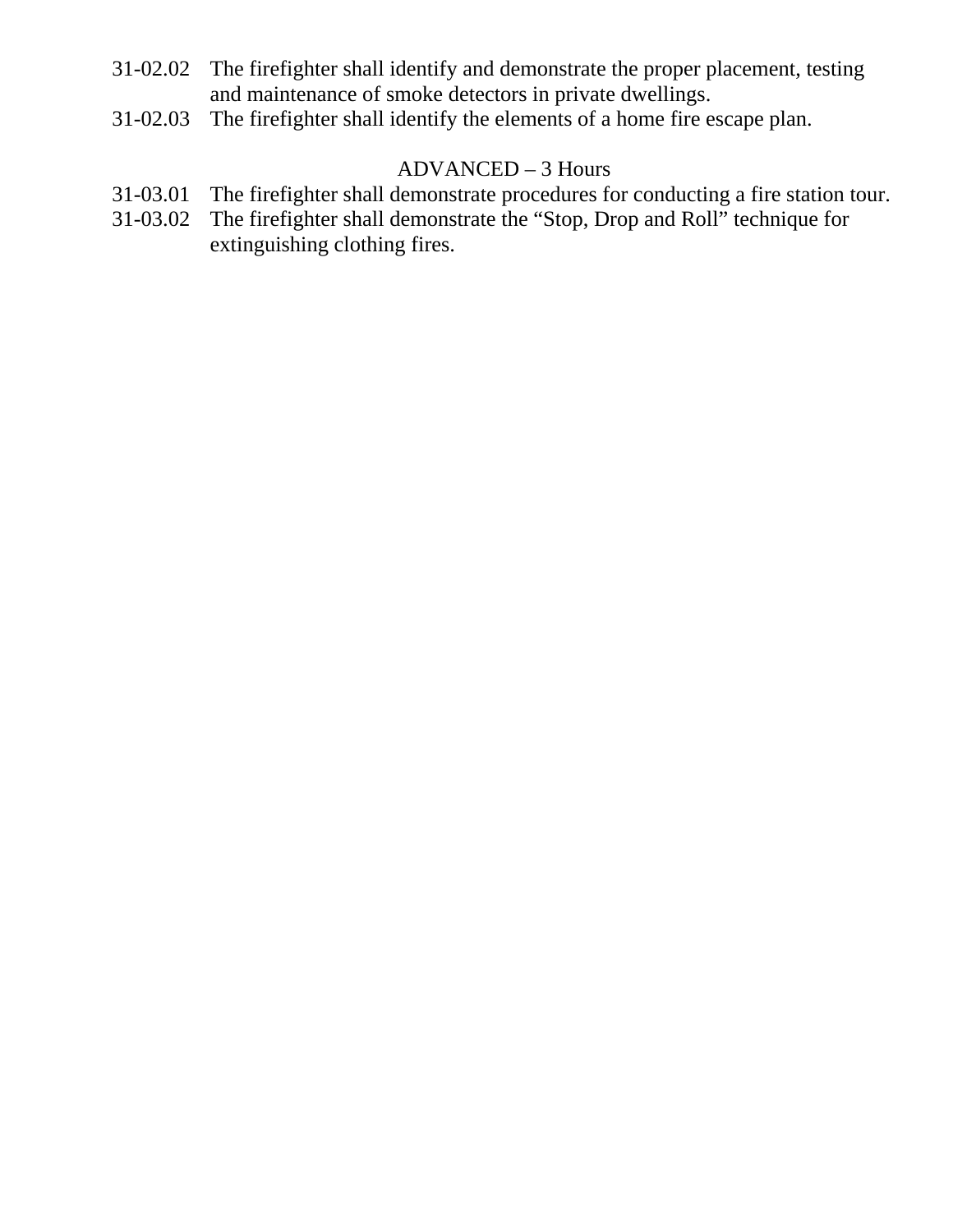31-02.02 The firefighter shall identify and demonstrate the proper placement, testing and maintenance of smoke detectors in private dwellings.

31-02.03 The firefighter shall identify the elements of a home fire escape plan.

ADVANCED – 3 Hours

31-03.01 The firefighter shall demonstrate procedures for conducting a fire station tour.

31-03.02 The firefighter shall demonstrate the “Stop, Drop and Roll” technique for extinguishing clothing fires.